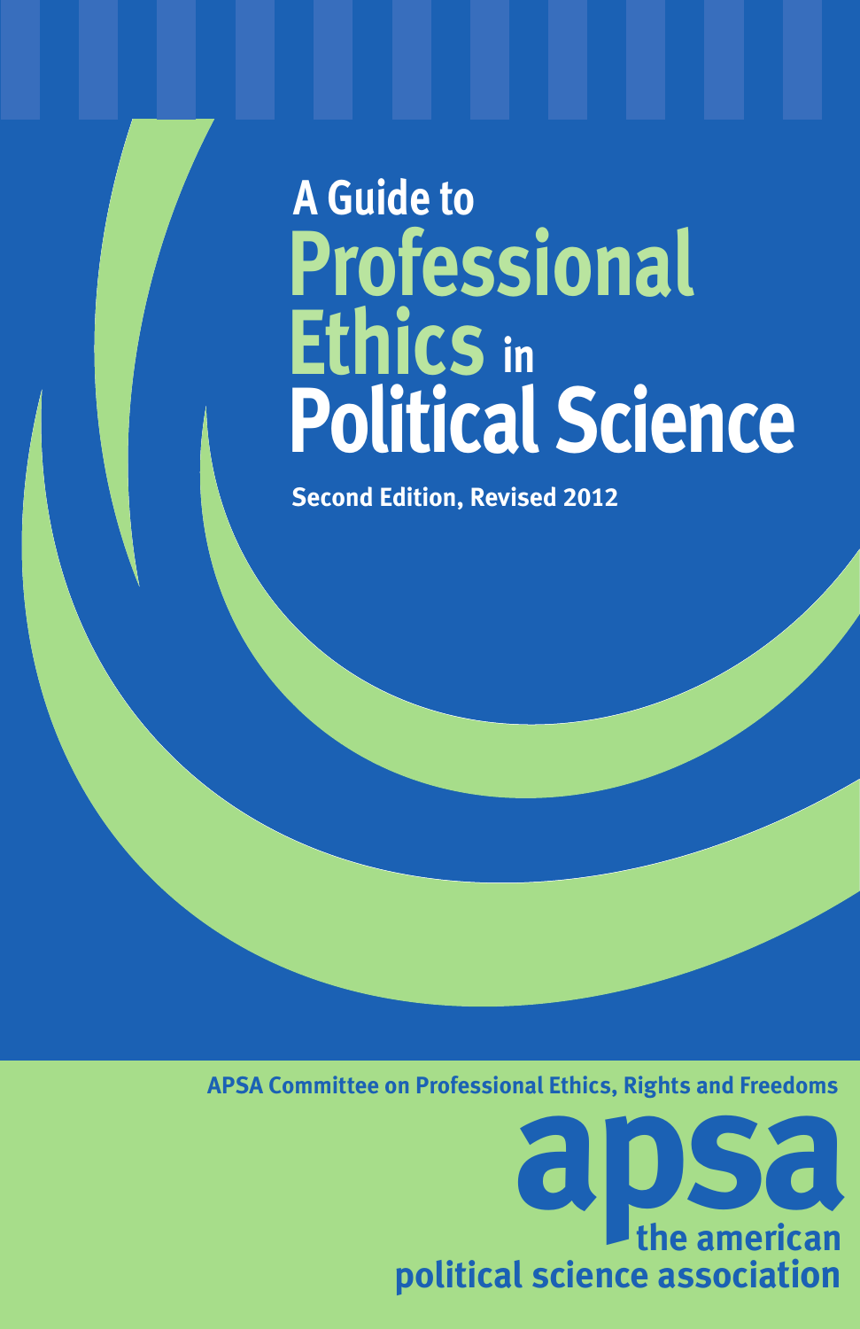# A Guide to Professional Ethics in Political Science

**Second Edition, Revised 2012**

APSA Committee on Professional Ethics, Rights and Freedoms

apsa
the american political science association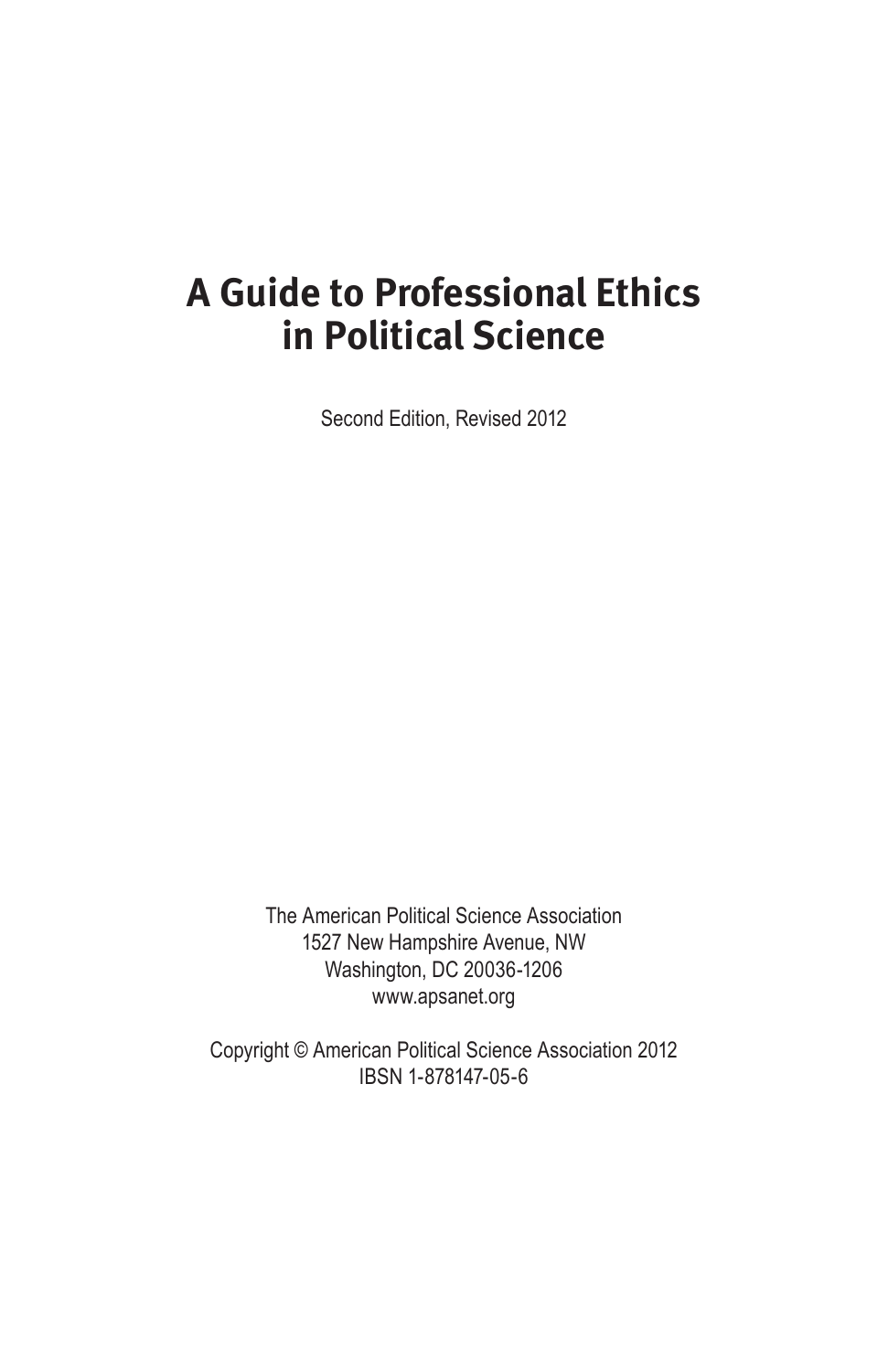# A Guide to Professional Ethics in Political Science

Second Edition, Revised 2012

The American Political Science Association
1527 New Hampshire Avenue, NW
Washington, DC 20036-1206
www.apsanet.org

Copyright © American Political Science Association 2012
IBSN 1-878147-05-6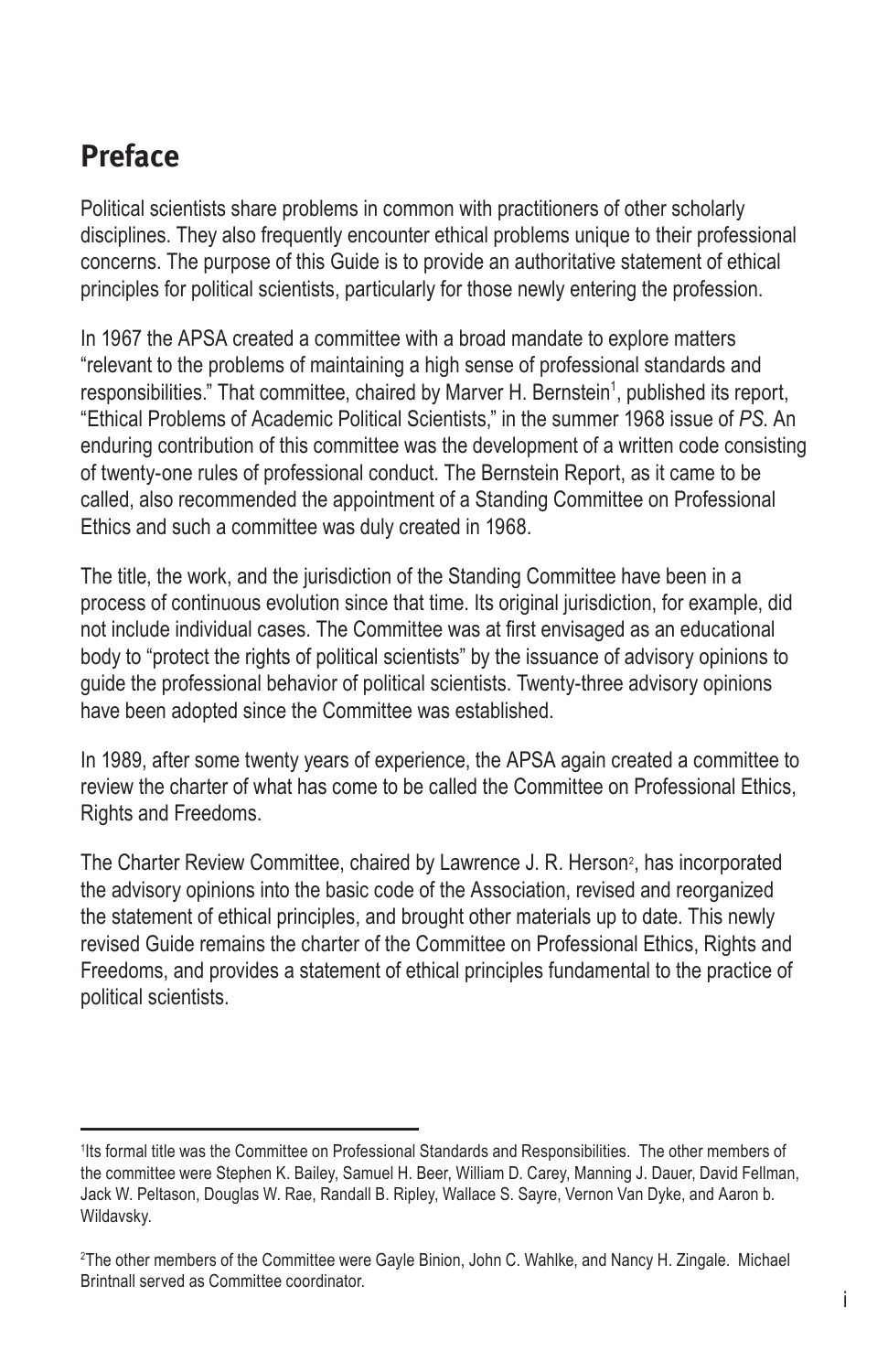## Preface

Political scientists share problems in common with practitioners of other scholarly disciplines. They also frequently encounter ethical problems unique to their professional concerns. The purpose of this Guide is to provide an authoritative statement of ethical principles for political scientists, particularly for those newly entering the profession.

In 1967 the APSA created a committee with a broad mandate to explore matters "relevant to the problems of maintaining a high sense of professional standards and responsibilities." That committee, chaired by Marver H. Bernstein[1], published its report, "Ethical Problems of Academic Political Scientists," in the summer 1968 issue of *PS*. An enduring contribution of this committee was the development of a written code consisting of twenty-one rules of professional conduct. The Bernstein Report, as it came to be called, also recommended the appointment of a Standing Committee on Professional Ethics and such a committee was duly created in 1968.

The title, the work, and the jurisdiction of the Standing Committee have been in a process of continuous evolution since that time. Its original jurisdiction, for example, did not include individual cases. The Committee was at first envisaged as an educational body to "protect the rights of political scientists" by the issuance of advisory opinions to guide the professional behavior of political scientists. Twenty-three advisory opinions have been adopted since the Committee was established.

In 1989, after some twenty years of experience, the APSA again created a committee to review the charter of what has come to be called the Committee on Professional Ethics, Rights and Freedoms.

The Charter Review Committee, chaired by Lawrence J. R. Herson[2], has incorporated the advisory opinions into the basic code of the Association, revised and reorganized the statement of ethical principles, and brought other materials up to date. This newly revised Guide remains the charter of the Committee on Professional Ethics, Rights and Freedoms, and provides a statement of ethical principles fundamental to the practice of political scientists.

---

[1]Its formal title was the Committee on Professional Standards and Responsibilities. The other members of the committee were Stephen K. Bailey, Samuel H. Beer, William D. Carey, Manning J. Dauer, David Fellman, Jack W. Peltason, Douglas W. Rae, Randall B. Ripley, Wallace S. Sayre, Vernon Van Dyke, and Aaron b. Wildavsky.

[2]The other members of the Committee were Gayle Binion, John C. Wahlke, and Nancy H. Zingale. Michael Brintnall served as Committee coordinator.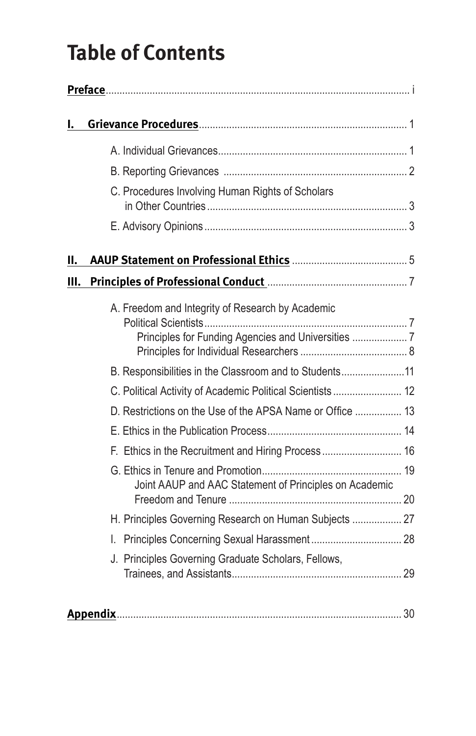# Table of Contents

**Preface** .......... i

**I. Grievance Procedures** .......... 1

- A. Individual Grievances .......... 1
- B. Reporting Grievances .......... 2
- C. Procedures Involving Human Rights of Scholars in Other Countries .......... 3
- E. Advisory Opinions .......... 3

**II. AAUP Statement on Professional Ethics** .......... 5

**III. Principles of Professional Conduct** .......... 7

- A. Freedom and Integrity of Research by Academic Political Scientists .......... 7
  - Principles for Funding Agencies and Universities .......... 7
  - Principles for Individual Researchers .......... 8
- B. Responsibilities in the Classroom and to Students .......... 11
- C. Political Activity of Academic Political Scientists .......... 12
- D. Restrictions on the Use of the APSA Name or Office .......... 13
- E. Ethics in the Publication Process .......... 14
- F. Ethics in the Recruitment and Hiring Process .......... 16
- G. Ethics in Tenure and Promotion .......... 19
  - Joint AAUP and AAC Statement of Principles on Academic Freedom and Tenure .......... 20
- H. Principles Governing Research on Human Subjects .......... 27
- I. Principles Concerning Sexual Harassment .......... 28
- J. Principles Governing Graduate Scholars, Fellows, Trainees, and Assistants .......... 29

**Appendix** .......... 30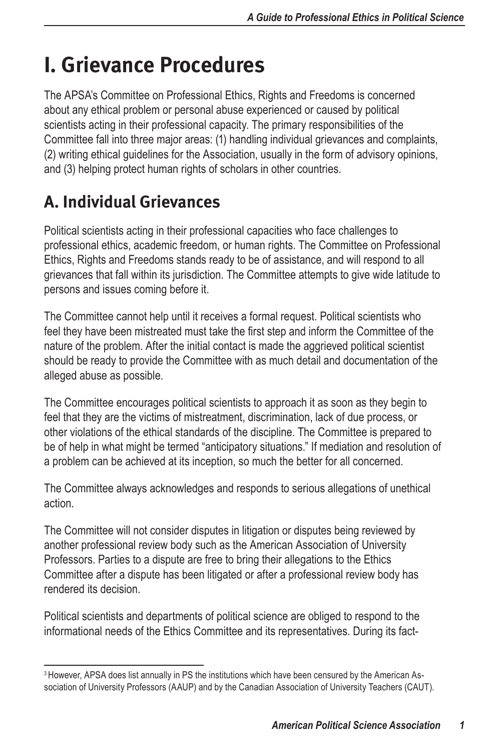# I. Grievance Procedures

The APSA's Committee on Professional Ethics, Rights and Freedoms is concerned about any ethical problem or personal abuse experienced or caused by political scientists acting in their professional capacity. The primary responsibilities of the Committee fall into three major areas: (1) handling individual grievances and complaints, (2) writing ethical guidelines for the Association, usually in the form of advisory opinions, and (3) helping protect human rights of scholars in other countries.

## A. Individual Grievances

Political scientists acting in their professional capacities who face challenges to professional ethics, academic freedom, or human rights. The Committee on Professional Ethics, Rights and Freedoms stands ready to be of assistance, and will respond to all grievances that fall within its jurisdiction. The Committee attempts to give wide latitude to persons and issues coming before it.

The Committee cannot help until it receives a formal request. Political scientists who feel they have been mistreated must take the first step and inform the Committee of the nature of the problem. After the initial contact is made the aggrieved political scientist should be ready to provide the Committee with as much detail and documentation of the alleged abuse as possible.

The Committee encourages political scientists to approach it as soon as they begin to feel that they are the victims of mistreatment, discrimination, lack of due process, or other violations of the ethical standards of the discipline. The Committee is prepared to be of help in what might be termed "anticipatory situations." If mediation and resolution of a problem can be achieved at its inception, so much the better for all concerned.

The Committee always acknowledges and responds to serious allegations of unethical action.

The Committee will not consider disputes in litigation or disputes being reviewed by another professional review body such as the American Association of University Professors. Parties to a dispute are free to bring their allegations to the Ethics Committee after a dispute has been litigated or after a professional review body has rendered its decision.

Political scientists and departments of political science are obliged to respond to the informational needs of the Ethics Committee and its representatives. During its fact-

[3] However, APSA does list annually in PS the institutions which have been censured by the American Association of University Professors (AAUP) and by the Canadian Association of University Teachers (CAUT).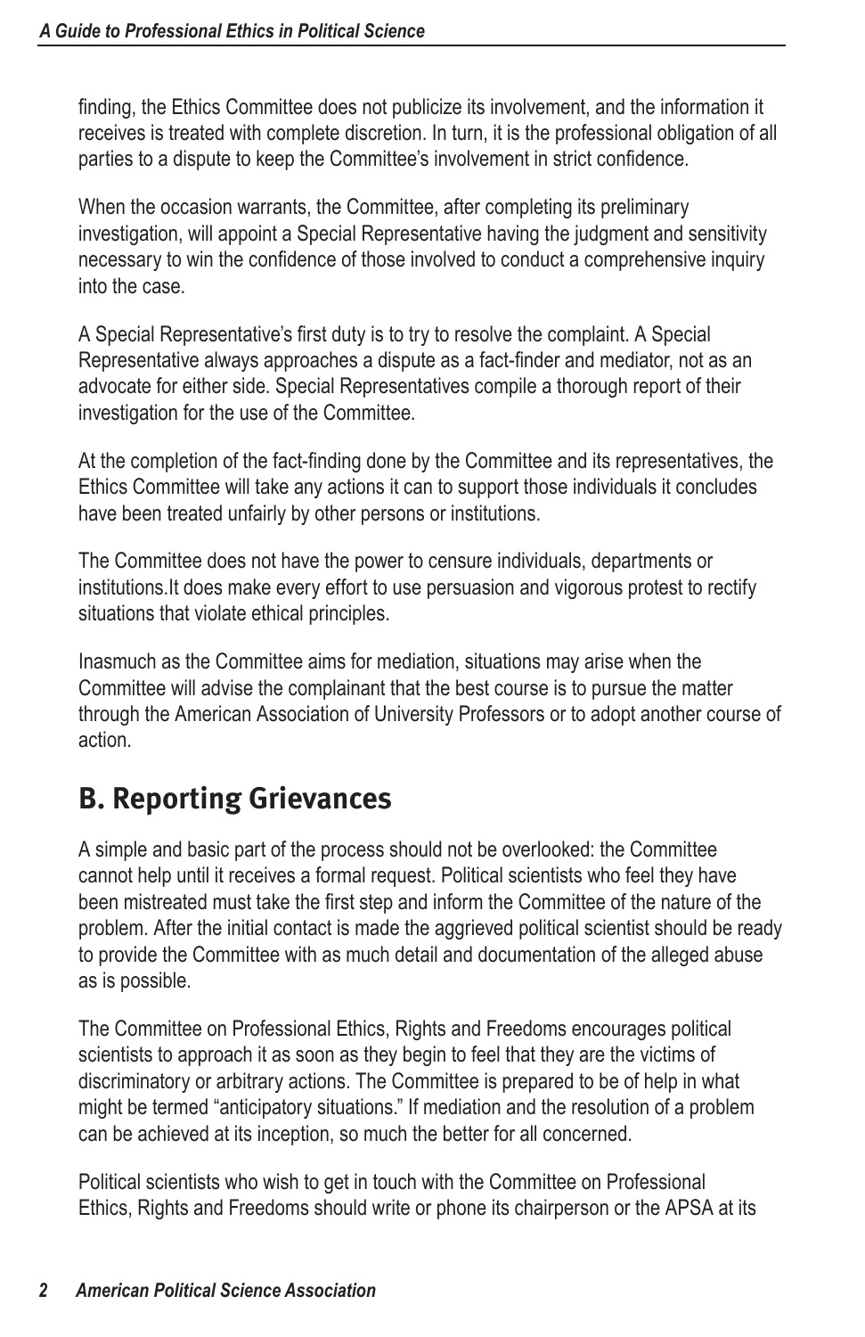finding, the Ethics Committee does not publicize its involvement, and the information it receives is treated with complete discretion. In turn, it is the professional obligation of all parties to a dispute to keep the Committee's involvement in strict confidence.

When the occasion warrants, the Committee, after completing its preliminary investigation, will appoint a Special Representative having the judgment and sensitivity necessary to win the confidence of those involved to conduct a comprehensive inquiry into the case.

A Special Representative's first duty is to try to resolve the complaint. A Special Representative always approaches a dispute as a fact-finder and mediator, not as an advocate for either side. Special Representatives compile a thorough report of their investigation for the use of the Committee.

At the completion of the fact-finding done by the Committee and its representatives, the Ethics Committee will take any actions it can to support those individuals it concludes have been treated unfairly by other persons or institutions.

The Committee does not have the power to censure individuals, departments or institutions.It does make every effort to use persuasion and vigorous protest to rectify situations that violate ethical principles.

Inasmuch as the Committee aims for mediation, situations may arise when the Committee will advise the complainant that the best course is to pursue the matter through the American Association of University Professors or to adopt another course of action.

## B. Reporting Grievances

A simple and basic part of the process should not be overlooked: the Committee cannot help until it receives a formal request. Political scientists who feel they have been mistreated must take the first step and inform the Committee of the nature of the problem. After the initial contact is made the aggrieved political scientist should be ready to provide the Committee with as much detail and documentation of the alleged abuse as is possible.

The Committee on Professional Ethics, Rights and Freedoms encourages political scientists to approach it as soon as they begin to feel that they are the victims of discriminatory or arbitrary actions. The Committee is prepared to be of help in what might be termed "anticipatory situations." If mediation and the resolution of a problem can be achieved at its inception, so much the better for all concerned.

Political scientists who wish to get in touch with the Committee on Professional Ethics, Rights and Freedoms should write or phone its chairperson or the APSA at its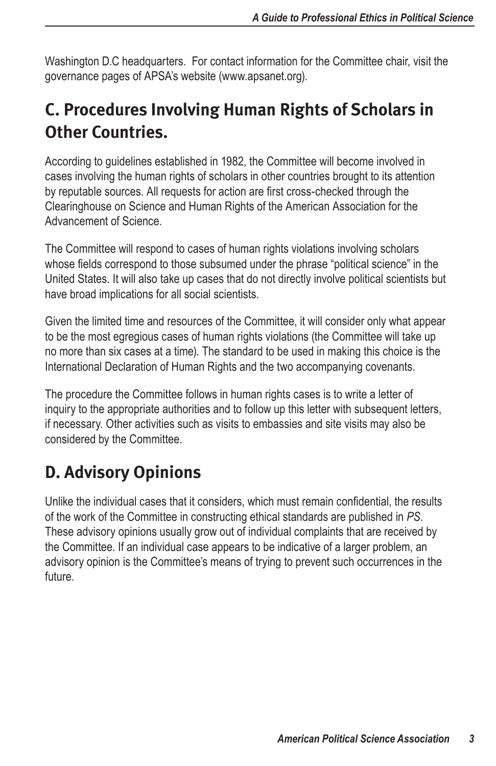Washington D.C headquarters. For contact information for the Committee chair, visit the governance pages of APSA's website (www.apsanet.org).

## C. Procedures Involving Human Rights of Scholars in Other Countries.

According to guidelines established in 1982, the Committee will become involved in cases involving the human rights of scholars in other countries brought to its attention by reputable sources. All requests for action are first cross-checked through the Clearinghouse on Science and Human Rights of the American Association for the Advancement of Science.

The Committee will respond to cases of human rights violations involving scholars whose fields correspond to those subsumed under the phrase "political science" in the United States. It will also take up cases that do not directly involve political scientists but have broad implications for all social scientists.

Given the limited time and resources of the Committee, it will consider only what appear to be the most egregious cases of human rights violations (the Committee will take up no more than six cases at a time). The standard to be used in making this choice is the International Declaration of Human Rights and the two accompanying covenants.

The procedure the Committee follows in human rights cases is to write a letter of inquiry to the appropriate authorities and to follow up this letter with subsequent letters, if necessary. Other activities such as visits to embassies and site visits may also be considered by the Committee.

## D. Advisory Opinions

Unlike the individual cases that it considers, which must remain confidential, the results of the work of the Committee in constructing ethical standards are published in *PS*. These advisory opinions usually grow out of individual complaints that are received by the Committee. If an individual case appears to be indicative of a larger problem, an advisory opinion is the Committee's means of trying to prevent such occurrences in the future.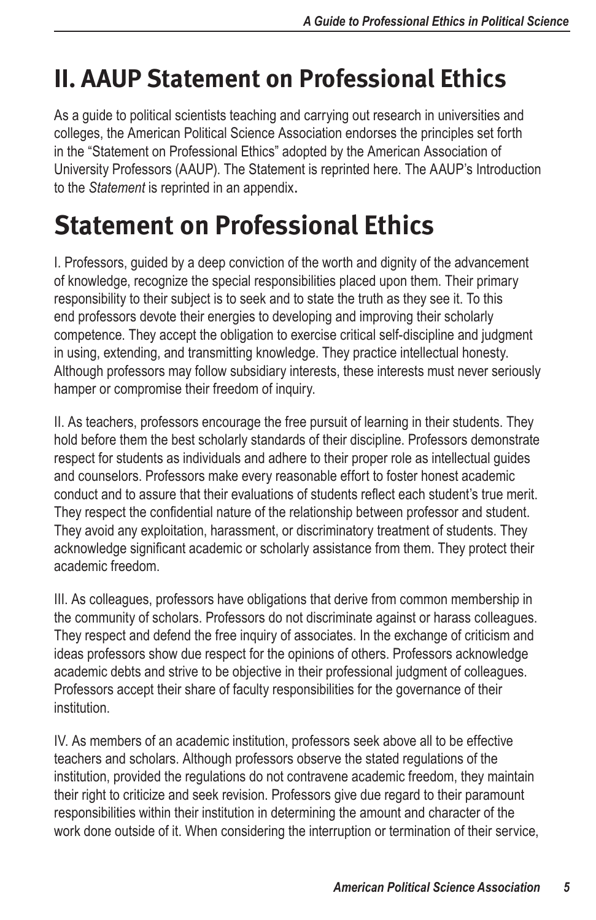# II. AAUP Statement on Professional Ethics

As a guide to political scientists teaching and carrying out research in universities and colleges, the American Political Science Association endorses the principles set forth in the "Statement on Professional Ethics" adopted by the American Association of University Professors (AAUP). The Statement is reprinted here. The AAUP's Introduction to the *Statement* is reprinted in an appendix.

# Statement on Professional Ethics

I. Professors, guided by a deep conviction of the worth and dignity of the advancement of knowledge, recognize the special responsibilities placed upon them. Their primary responsibility to their subject is to seek and to state the truth as they see it. To this end professors devote their energies to developing and improving their scholarly competence. They accept the obligation to exercise critical self-discipline and judgment in using, extending, and transmitting knowledge. They practice intellectual honesty. Although professors may follow subsidiary interests, these interests must never seriously hamper or compromise their freedom of inquiry.

II. As teachers, professors encourage the free pursuit of learning in their students. They hold before them the best scholarly standards of their discipline. Professors demonstrate respect for students as individuals and adhere to their proper role as intellectual guides and counselors. Professors make every reasonable effort to foster honest academic conduct and to assure that their evaluations of students reflect each student's true merit. They respect the confidential nature of the relationship between professor and student. They avoid any exploitation, harassment, or discriminatory treatment of students. They acknowledge significant academic or scholarly assistance from them. They protect their academic freedom.

III. As colleagues, professors have obligations that derive from common membership in the community of scholars. Professors do not discriminate against or harass colleagues. They respect and defend the free inquiry of associates. In the exchange of criticism and ideas professors show due respect for the opinions of others. Professors acknowledge academic debts and strive to be objective in their professional judgment of colleagues. Professors accept their share of faculty responsibilities for the governance of their institution.

IV. As members of an academic institution, professors seek above all to be effective teachers and scholars. Although professors observe the stated regulations of the institution, provided the regulations do not contravene academic freedom, they maintain their right to criticize and seek revision. Professors give due regard to their paramount responsibilities within their institution in determining the amount and character of the work done outside of it. When considering the interruption or termination of their service,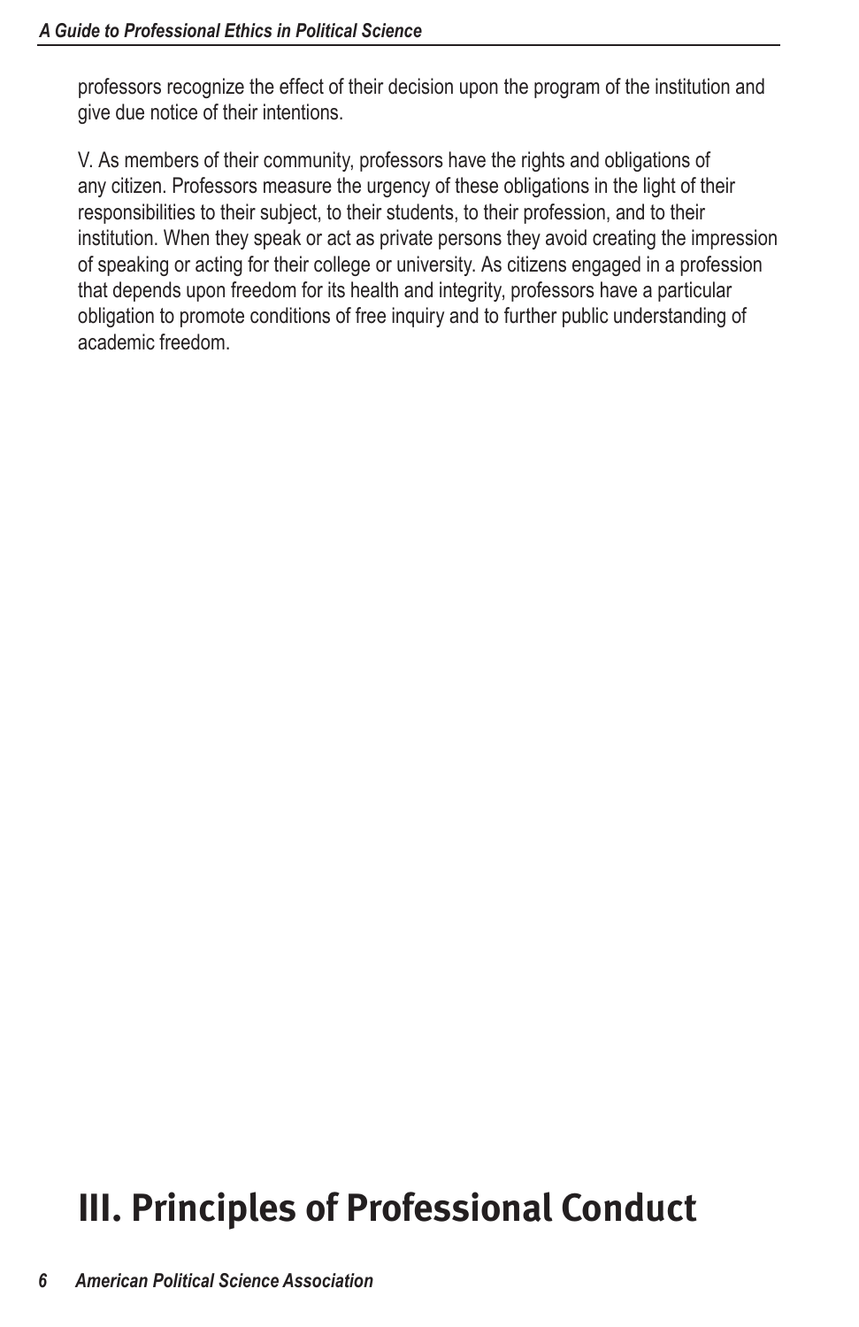professors recognize the effect of their decision upon the program of the institution and give due notice of their intentions.

V. As members of their community, professors have the rights and obligations of any citizen. Professors measure the urgency of these obligations in the light of their responsibilities to their subject, to their students, to their profession, and to their institution. When they speak or act as private persons they avoid creating the impression of speaking or acting for their college or university. As citizens engaged in a profession that depends upon freedom for its health and integrity, professors have a particular obligation to promote conditions of free inquiry and to further public understanding of academic freedom.

# III. Principles of Professional Conduct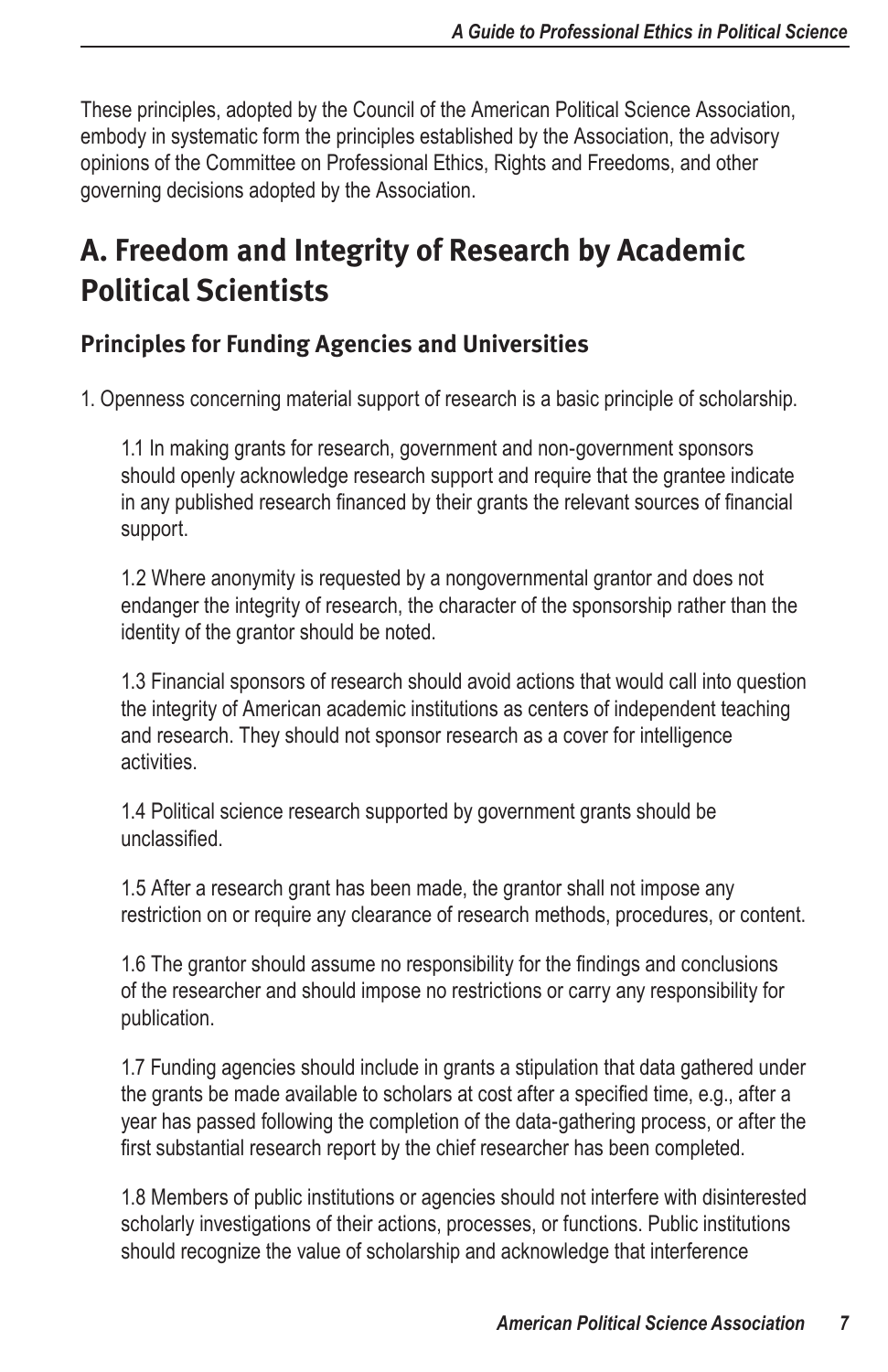These principles, adopted by the Council of the American Political Science Association, embody in systematic form the principles established by the Association, the advisory opinions of the Committee on Professional Ethics, Rights and Freedoms, and other governing decisions adopted by the Association.

## A. Freedom and Integrity of Research by Academic Political Scientists

### Principles for Funding Agencies and Universities

1. Openness concerning material support of research is a basic principle of scholarship.

   1.1 In making grants for research, government and non-government sponsors should openly acknowledge research support and require that the grantee indicate in any published research financed by their grants the relevant sources of financial support.

   1.2 Where anonymity is requested by a nongovernmental grantor and does not endanger the integrity of research, the character of the sponsorship rather than the identity of the grantor should be noted.

   1.3 Financial sponsors of research should avoid actions that would call into question the integrity of American academic institutions as centers of independent teaching and research. They should not sponsor research as a cover for intelligence activities.

   1.4 Political science research supported by government grants should be unclassified.

   1.5 After a research grant has been made, the grantor shall not impose any restriction on or require any clearance of research methods, procedures, or content.

   1.6 The grantor should assume no responsibility for the findings and conclusions of the researcher and should impose no restrictions or carry any responsibility for publication.

   1.7 Funding agencies should include in grants a stipulation that data gathered under the grants be made available to scholars at cost after a specified time, e.g., after a year has passed following the completion of the data-gathering process, or after the first substantial research report by the chief researcher has been completed.

   1.8 Members of public institutions or agencies should not interfere with disinterested scholarly investigations of their actions, processes, or functions. Public institutions should recognize the value of scholarship and acknowledge that interference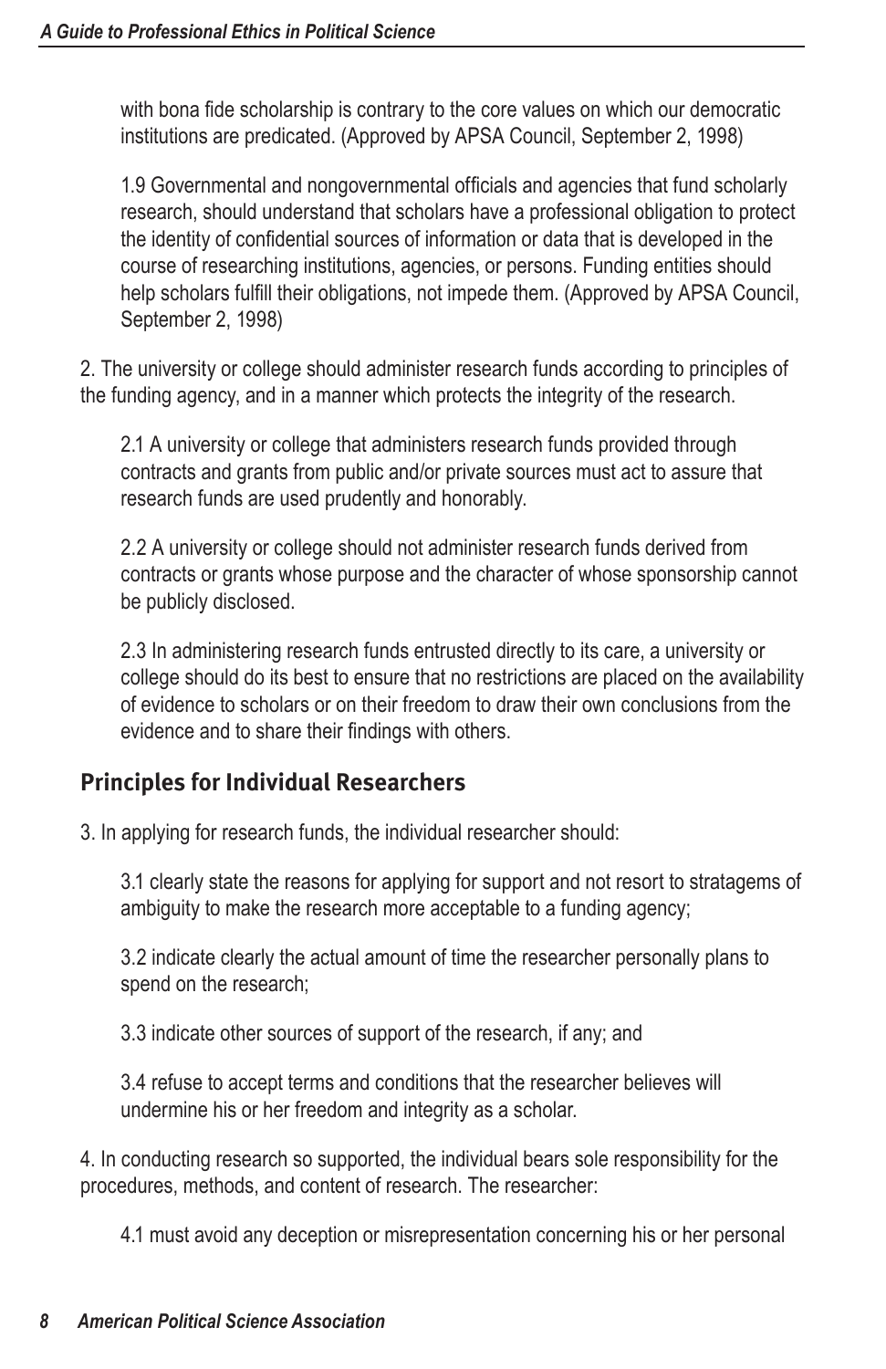with bona fide scholarship is contrary to the core values on which our democratic institutions are predicated. (Approved by APSA Council, September 2, 1998)

1.9 Governmental and nongovernmental officials and agencies that fund scholarly research, should understand that scholars have a professional obligation to protect the identity of confidential sources of information or data that is developed in the course of researching institutions, agencies, or persons. Funding entities should help scholars fulfill their obligations, not impede them. (Approved by APSA Council, September 2, 1998)

2. The university or college should administer research funds according to principles of the funding agency, and in a manner which protects the integrity of the research.

2.1 A university or college that administers research funds provided through contracts and grants from public and/or private sources must act to assure that research funds are used prudently and honorably.

2.2 A university or college should not administer research funds derived from contracts or grants whose purpose and the character of whose sponsorship cannot be publicly disclosed.

2.3 In administering research funds entrusted directly to its care, a university or college should do its best to ensure that no restrictions are placed on the availability of evidence to scholars or on their freedom to draw their own conclusions from the evidence and to share their findings with others.

## Principles for Individual Researchers

3. In applying for research funds, the individual researcher should:

3.1 clearly state the reasons for applying for support and not resort to stratagems of ambiguity to make the research more acceptable to a funding agency;

3.2 indicate clearly the actual amount of time the researcher personally plans to spend on the research;

3.3 indicate other sources of support of the research, if any; and

3.4 refuse to accept terms and conditions that the researcher believes will undermine his or her freedom and integrity as a scholar.

4. In conducting research so supported, the individual bears sole responsibility for the procedures, methods, and content of research. The researcher:

4.1 must avoid any deception or misrepresentation concerning his or her personal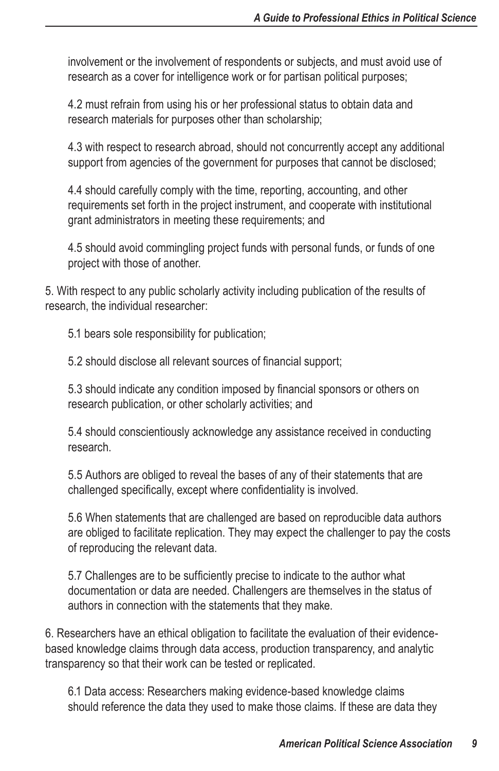involvement or the involvement of respondents or subjects, and must avoid use of research as a cover for intelligence work or for partisan political purposes;

4.2 must refrain from using his or her professional status to obtain data and research materials for purposes other than scholarship;

4.3 with respect to research abroad, should not concurrently accept any additional support from agencies of the government for purposes that cannot be disclosed;

4.4 should carefully comply with the time, reporting, accounting, and other requirements set forth in the project instrument, and cooperate with institutional grant administrators in meeting these requirements; and

4.5 should avoid commingling project funds with personal funds, or funds of one project with those of another.

5. With respect to any public scholarly activity including publication of the results of research, the individual researcher:

5.1 bears sole responsibility for publication;

5.2 should disclose all relevant sources of financial support;

5.3 should indicate any condition imposed by financial sponsors or others on research publication, or other scholarly activities; and

5.4 should conscientiously acknowledge any assistance received in conducting research.

5.5 Authors are obliged to reveal the bases of any of their statements that are challenged specifically, except where confidentiality is involved.

5.6 When statements that are challenged are based on reproducible data authors are obliged to facilitate replication. They may expect the challenger to pay the costs of reproducing the relevant data.

5.7 Challenges are to be sufficiently precise to indicate to the author what documentation or data are needed. Challengers are themselves in the status of authors in connection with the statements that they make.

6. Researchers have an ethical obligation to facilitate the evaluation of their evidence-based knowledge claims through data access, production transparency, and analytic transparency so that their work can be tested or replicated.

6.1 Data access: Researchers making evidence-based knowledge claims should reference the data they used to make those claims. If these are data they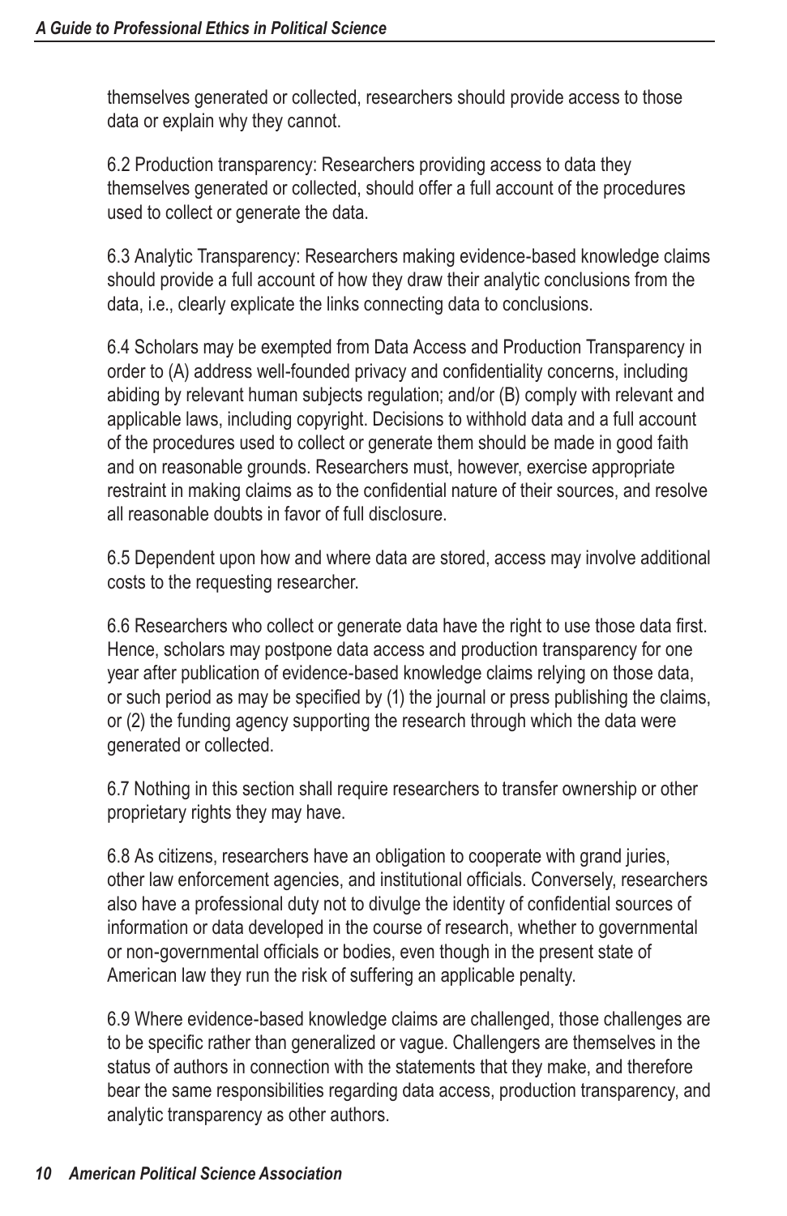themselves generated or collected, researchers should provide access to those data or explain why they cannot.

6.2 Production transparency: Researchers providing access to data they themselves generated or collected, should offer a full account of the procedures used to collect or generate the data.

6.3 Analytic Transparency: Researchers making evidence-based knowledge claims should provide a full account of how they draw their analytic conclusions from the data, i.e., clearly explicate the links connecting data to conclusions.

6.4 Scholars may be exempted from Data Access and Production Transparency in order to (A) address well-founded privacy and confidentiality concerns, including abiding by relevant human subjects regulation; and/or (B) comply with relevant and applicable laws, including copyright. Decisions to withhold data and a full account of the procedures used to collect or generate them should be made in good faith and on reasonable grounds. Researchers must, however, exercise appropriate restraint in making claims as to the confidential nature of their sources, and resolve all reasonable doubts in favor of full disclosure.

6.5 Dependent upon how and where data are stored, access may involve additional costs to the requesting researcher.

6.6 Researchers who collect or generate data have the right to use those data first. Hence, scholars may postpone data access and production transparency for one year after publication of evidence-based knowledge claims relying on those data, or such period as may be specified by (1) the journal or press publishing the claims, or (2) the funding agency supporting the research through which the data were generated or collected.

6.7 Nothing in this section shall require researchers to transfer ownership or other proprietary rights they may have.

6.8 As citizens, researchers have an obligation to cooperate with grand juries, other law enforcement agencies, and institutional officials. Conversely, researchers also have a professional duty not to divulge the identity of confidential sources of information or data developed in the course of research, whether to governmental or non-governmental officials or bodies, even though in the present state of American law they run the risk of suffering an applicable penalty.

6.9 Where evidence-based knowledge claims are challenged, those challenges are to be specific rather than generalized or vague. Challengers are themselves in the status of authors in connection with the statements that they make, and therefore bear the same responsibilities regarding data access, production transparency, and analytic transparency as other authors.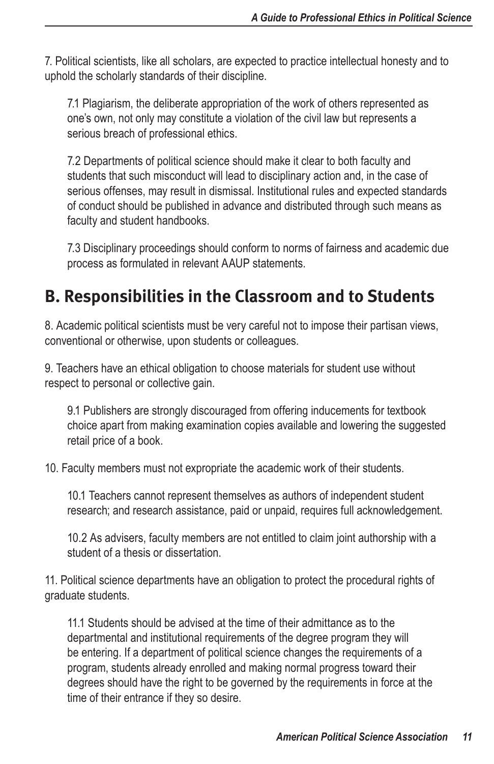7. Political scientists, like all scholars, are expected to practice intellectual honesty and to uphold the scholarly standards of their discipline.

7.1 Plagiarism, the deliberate appropriation of the work of others represented as one's own, not only may constitute a violation of the civil law but represents a serious breach of professional ethics.

7.2 Departments of political science should make it clear to both faculty and students that such misconduct will lead to disciplinary action and, in the case of serious offenses, may result in dismissal. Institutional rules and expected standards of conduct should be published in advance and distributed through such means as faculty and student handbooks.

7.3 Disciplinary proceedings should conform to norms of fairness and academic due process as formulated in relevant AAUP statements.

## B. Responsibilities in the Classroom and to Students

8. Academic political scientists must be very careful not to impose their partisan views, conventional or otherwise, upon students or colleagues.

9. Teachers have an ethical obligation to choose materials for student use without respect to personal or collective gain.

9.1 Publishers are strongly discouraged from offering inducements for textbook choice apart from making examination copies available and lowering the suggested retail price of a book.

10. Faculty members must not expropriate the academic work of their students.

10.1 Teachers cannot represent themselves as authors of independent student research; and research assistance, paid or unpaid, requires full acknowledgement.

10.2 As advisers, faculty members are not entitled to claim joint authorship with a student of a thesis or dissertation.

11. Political science departments have an obligation to protect the procedural rights of graduate students.

11.1 Students should be advised at the time of their admittance as to the departmental and institutional requirements of the degree program they will be entering. If a department of political science changes the requirements of a program, students already enrolled and making normal progress toward their degrees should have the right to be governed by the requirements in force at the time of their entrance if they so desire.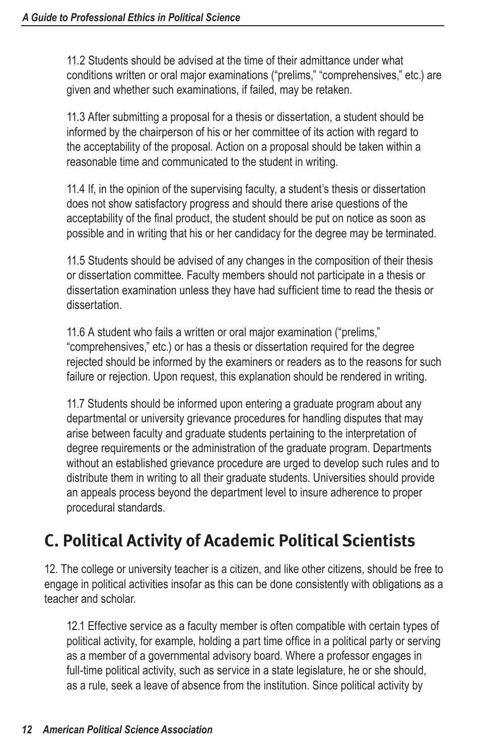11.2 Students should be advised at the time of their admittance under what conditions written or oral major examinations ("prelims," "comprehensives," etc.) are given and whether such examinations, if failed, may be retaken.

11.3 After submitting a proposal for a thesis or dissertation, a student should be informed by the chairperson of his or her committee of its action with regard to the acceptability of the proposal. Action on a proposal should be taken within a reasonable time and communicated to the student in writing.

11.4 If, in the opinion of the supervising faculty, a student's thesis or dissertation does not show satisfactory progress and should there arise questions of the acceptability of the final product, the student should be put on notice as soon as possible and in writing that his or her candidacy for the degree may be terminated.

11.5 Students should be advised of any changes in the composition of their thesis or dissertation committee. Faculty members should not participate in a thesis or dissertation examination unless they have had sufficient time to read the thesis or dissertation.

11.6 A student who fails a written or oral major examination ("prelims," "comprehensives," etc.) or has a thesis or dissertation required for the degree rejected should be informed by the examiners or readers as to the reasons for such failure or rejection. Upon request, this explanation should be rendered in writing.

11.7 Students should be informed upon entering a graduate program about any departmental or university grievance procedures for handling disputes that may arise between faculty and graduate students pertaining to the interpretation of degree requirements or the administration of the graduate program. Departments without an established grievance procedure are urged to develop such rules and to distribute them in writing to all their graduate students. Universities should provide an appeals process beyond the department level to insure adherence to proper procedural standards.

## C. Political Activity of Academic Political Scientists

12. The college or university teacher is a citizen, and like other citizens, should be free to engage in political activities insofar as this can be done consistently with obligations as a teacher and scholar.

12.1 Effective service as a faculty member is often compatible with certain types of political activity, for example, holding a part time office in a political party or serving as a member of a governmental advisory board. Where a professor engages in full-time political activity, such as service in a state legislature, he or she should, as a rule, seek a leave of absence from the institution. Since political activity by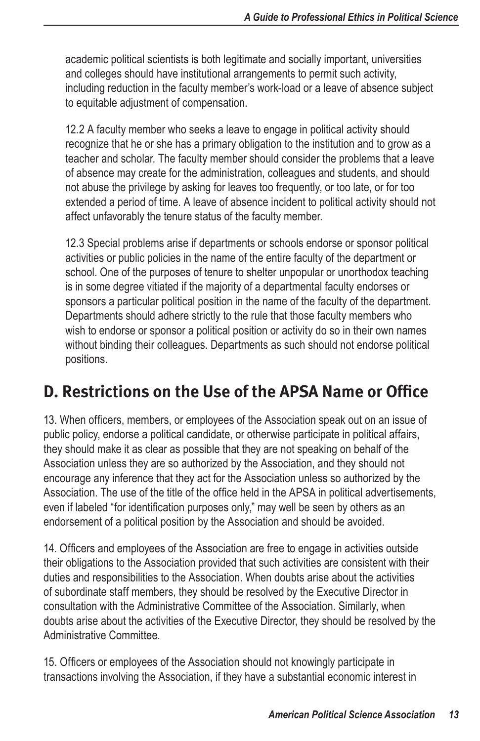academic political scientists is both legitimate and socially important, universities and colleges should have institutional arrangements to permit such activity, including reduction in the faculty member's work-load or a leave of absence subject to equitable adjustment of compensation.

12.2 A faculty member who seeks a leave to engage in political activity should recognize that he or she has a primary obligation to the institution and to grow as a teacher and scholar. The faculty member should consider the problems that a leave of absence may create for the administration, colleagues and students, and should not abuse the privilege by asking for leaves too frequently, or too late, or for too extended a period of time. A leave of absence incident to political activity should not affect unfavorably the tenure status of the faculty member.

12.3 Special problems arise if departments or schools endorse or sponsor political activities or public policies in the name of the entire faculty of the department or school. One of the purposes of tenure to shelter unpopular or unorthodox teaching is in some degree vitiated if the majority of a departmental faculty endorses or sponsors a particular political position in the name of the faculty of the department. Departments should adhere strictly to the rule that those faculty members who wish to endorse or sponsor a political position or activity do so in their own names without binding their colleagues. Departments as such should not endorse political positions.

## D. Restrictions on the Use of the APSA Name or Office

13. When officers, members, or employees of the Association speak out on an issue of public policy, endorse a political candidate, or otherwise participate in political affairs, they should make it as clear as possible that they are not speaking on behalf of the Association unless they are so authorized by the Association, and they should not encourage any inference that they act for the Association unless so authorized by the Association. The use of the title of the office held in the APSA in political advertisements, even if labeled "for identification purposes only," may well be seen by others as an endorsement of a political position by the Association and should be avoided.

14. Officers and employees of the Association are free to engage in activities outside their obligations to the Association provided that such activities are consistent with their duties and responsibilities to the Association. When doubts arise about the activities of subordinate staff members, they should be resolved by the Executive Director in consultation with the Administrative Committee of the Association. Similarly, when doubts arise about the activities of the Executive Director, they should be resolved by the Administrative Committee.

15. Officers or employees of the Association should not knowingly participate in transactions involving the Association, if they have a substantial economic interest in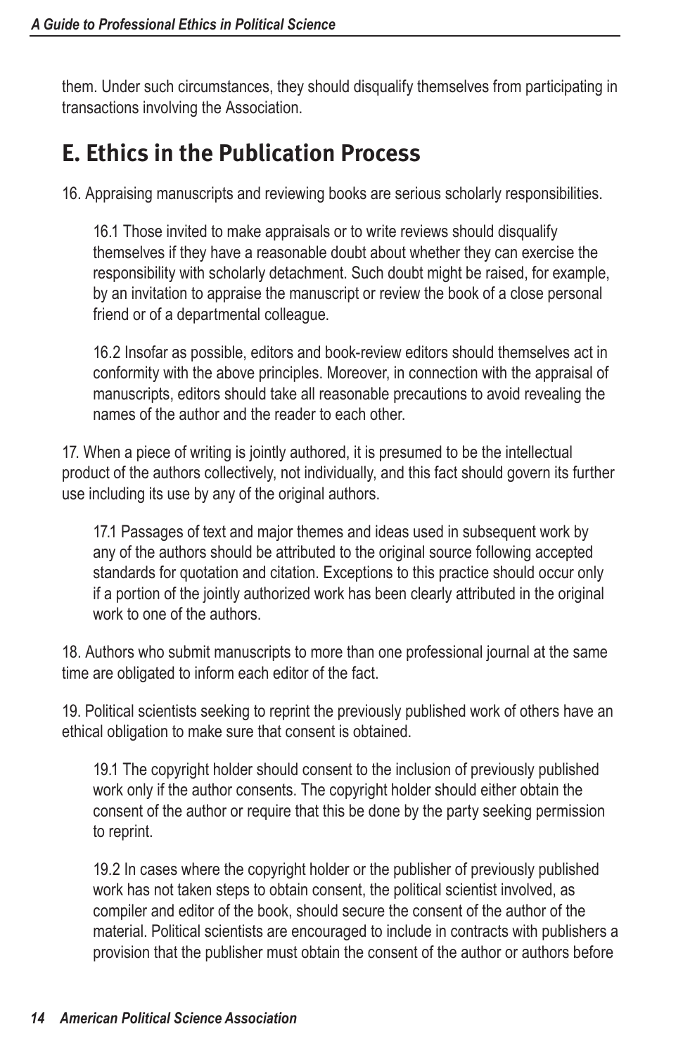them. Under such circumstances, they should disqualify themselves from participating in transactions involving the Association.

## E. Ethics in the Publication Process

16. Appraising manuscripts and reviewing books are serious scholarly responsibilities.

16.1 Those invited to make appraisals or to write reviews should disqualify themselves if they have a reasonable doubt about whether they can exercise the responsibility with scholarly detachment. Such doubt might be raised, for example, by an invitation to appraise the manuscript or review the book of a close personal friend or of a departmental colleague.

16.2 Insofar as possible, editors and book-review editors should themselves act in conformity with the above principles. Moreover, in connection with the appraisal of manuscripts, editors should take all reasonable precautions to avoid revealing the names of the author and the reader to each other.

17. When a piece of writing is jointly authored, it is presumed to be the intellectual product of the authors collectively, not individually, and this fact should govern its further use including its use by any of the original authors.

17.1 Passages of text and major themes and ideas used in subsequent work by any of the authors should be attributed to the original source following accepted standards for quotation and citation. Exceptions to this practice should occur only if a portion of the jointly authorized work has been clearly attributed in the original work to one of the authors.

18. Authors who submit manuscripts to more than one professional journal at the same time are obligated to inform each editor of the fact.

19. Political scientists seeking to reprint the previously published work of others have an ethical obligation to make sure that consent is obtained.

19.1 The copyright holder should consent to the inclusion of previously published work only if the author consents. The copyright holder should either obtain the consent of the author or require that this be done by the party seeking permission to reprint.

19.2 In cases where the copyright holder or the publisher of previously published work has not taken steps to obtain consent, the political scientist involved, as compiler and editor of the book, should secure the consent of the author of the material. Political scientists are encouraged to include in contracts with publishers a provision that the publisher must obtain the consent of the author or authors before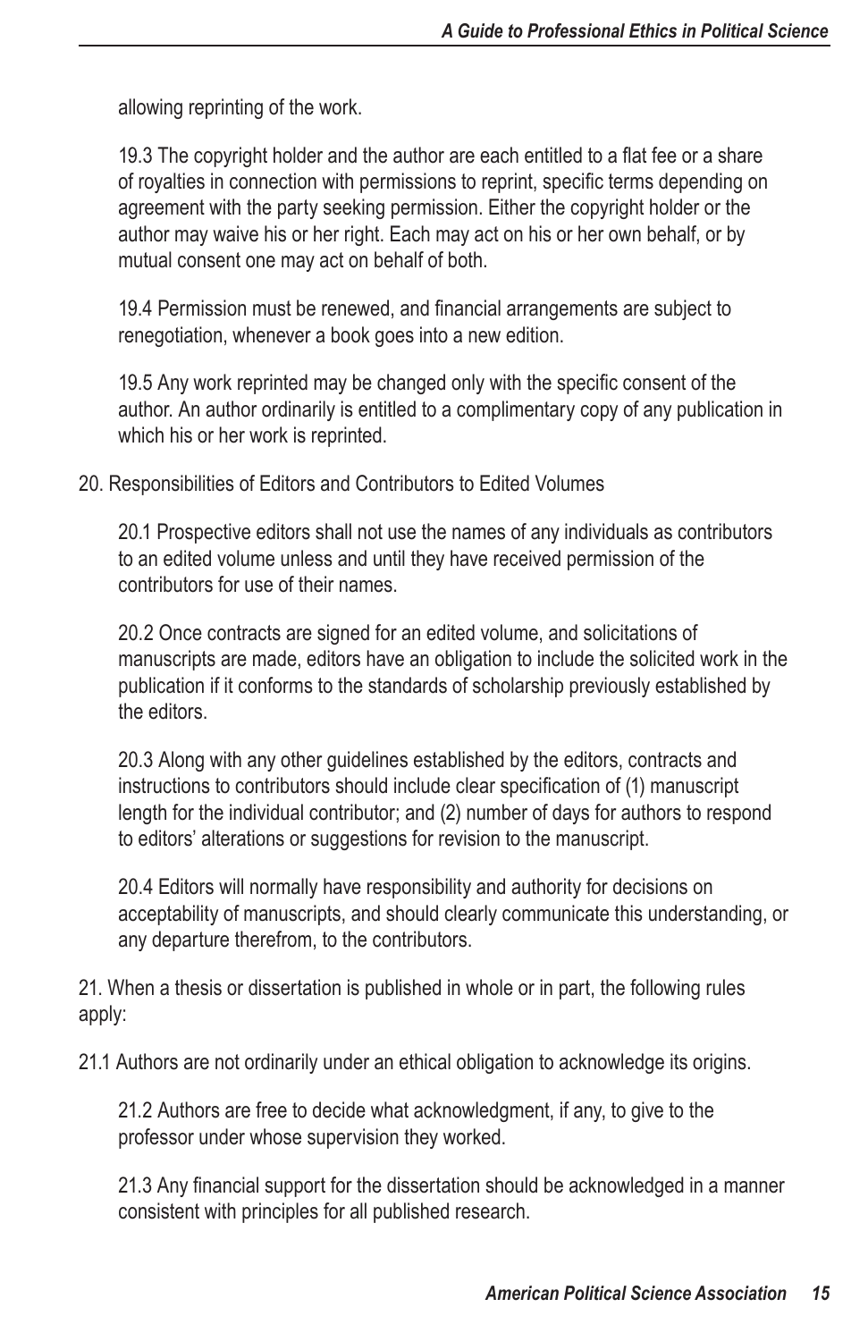allowing reprinting of the work.

19.3 The copyright holder and the author are each entitled to a flat fee or a share of royalties in connection with permissions to reprint, specific terms depending on agreement with the party seeking permission. Either the copyright holder or the author may waive his or her right. Each may act on his or her own behalf, or by mutual consent one may act on behalf of both.

19.4 Permission must be renewed, and financial arrangements are subject to renegotiation, whenever a book goes into a new edition.

19.5 Any work reprinted may be changed only with the specific consent of the author. An author ordinarily is entitled to a complimentary copy of any publication in which his or her work is reprinted.

20. Responsibilities of Editors and Contributors to Edited Volumes

20.1 Prospective editors shall not use the names of any individuals as contributors to an edited volume unless and until they have received permission of the contributors for use of their names.

20.2 Once contracts are signed for an edited volume, and solicitations of manuscripts are made, editors have an obligation to include the solicited work in the publication if it conforms to the standards of scholarship previously established by the editors.

20.3 Along with any other guidelines established by the editors, contracts and instructions to contributors should include clear specification of (1) manuscript length for the individual contributor; and (2) number of days for authors to respond to editors' alterations or suggestions for revision to the manuscript.

20.4 Editors will normally have responsibility and authority for decisions on acceptability of manuscripts, and should clearly communicate this understanding, or any departure therefrom, to the contributors.

21. When a thesis or dissertation is published in whole or in part, the following rules apply:

21.1 Authors are not ordinarily under an ethical obligation to acknowledge its origins.

21.2 Authors are free to decide what acknowledgment, if any, to give to the professor under whose supervision they worked.

21.3 Any financial support for the dissertation should be acknowledged in a manner consistent with principles for all published research.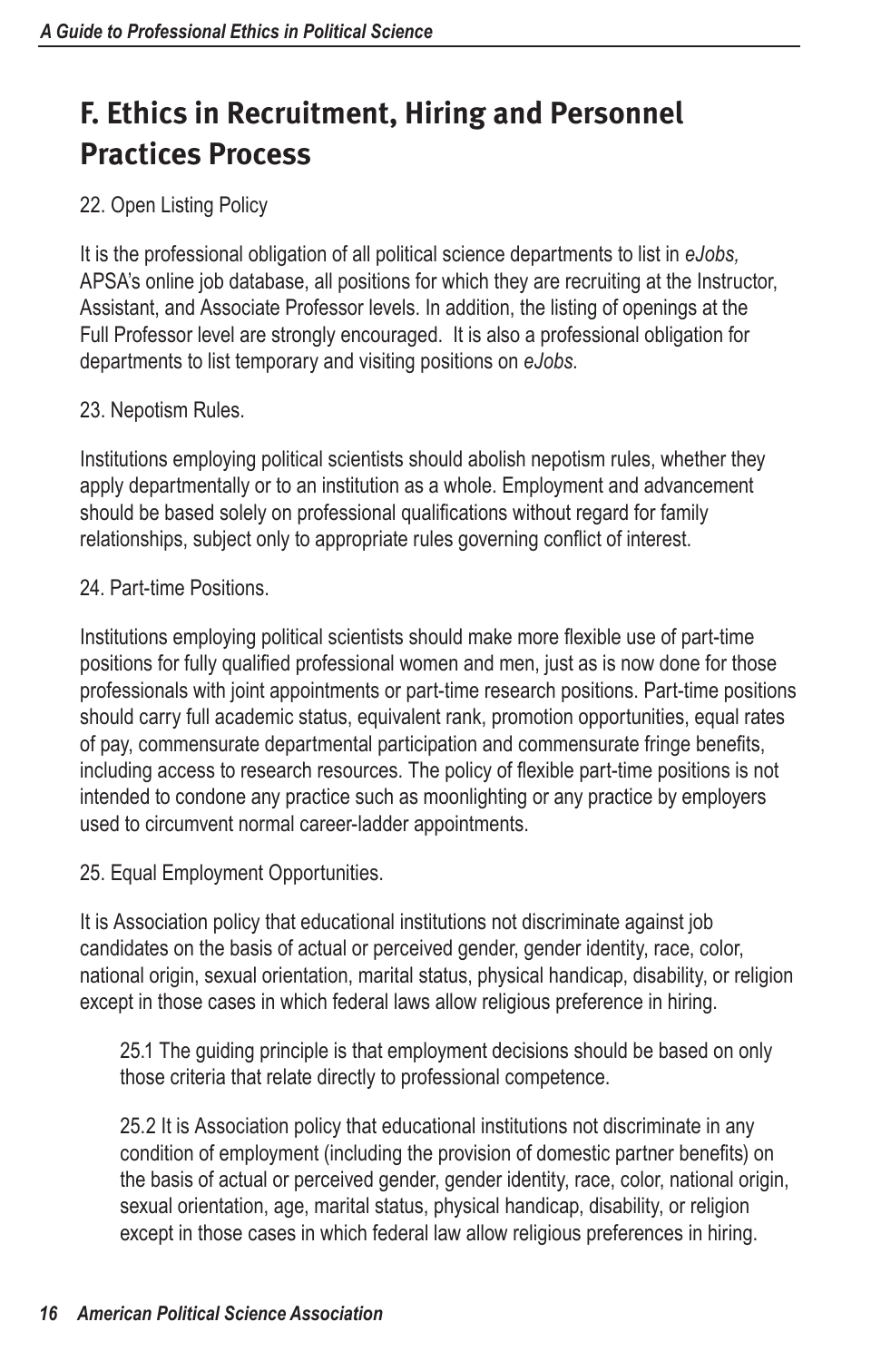## F. Ethics in Recruitment, Hiring and Personnel Practices Process

22. Open Listing Policy

It is the professional obligation of all political science departments to list in *eJobs,* APSA's online job database, all positions for which they are recruiting at the Instructor, Assistant, and Associate Professor levels. In addition, the listing of openings at the Full Professor level are strongly encouraged. It is also a professional obligation for departments to list temporary and visiting positions on *eJobs.*

23. Nepotism Rules.

Institutions employing political scientists should abolish nepotism rules, whether they apply departmentally or to an institution as a whole. Employment and advancement should be based solely on professional qualifications without regard for family relationships, subject only to appropriate rules governing conflict of interest.

24. Part-time Positions.

Institutions employing political scientists should make more flexible use of part-time positions for fully qualified professional women and men, just as is now done for those professionals with joint appointments or part-time research positions. Part-time positions should carry full academic status, equivalent rank, promotion opportunities, equal rates of pay, commensurate departmental participation and commensurate fringe benefits, including access to research resources. The policy of flexible part-time positions is not intended to condone any practice such as moonlighting or any practice by employers used to circumvent normal career-ladder appointments.

25. Equal Employment Opportunities.

It is Association policy that educational institutions not discriminate against job candidates on the basis of actual or perceived gender, gender identity, race, color, national origin, sexual orientation, marital status, physical handicap, disability, or religion except in those cases in which federal laws allow religious preference in hiring.

> 25.1 The guiding principle is that employment decisions should be based on only those criteria that relate directly to professional competence.
>
> 25.2 It is Association policy that educational institutions not discriminate in any condition of employment (including the provision of domestic partner benefits) on the basis of actual or perceived gender, gender identity, race, color, national origin, sexual orientation, age, marital status, physical handicap, disability, or religion except in those cases in which federal law allow religious preferences in hiring.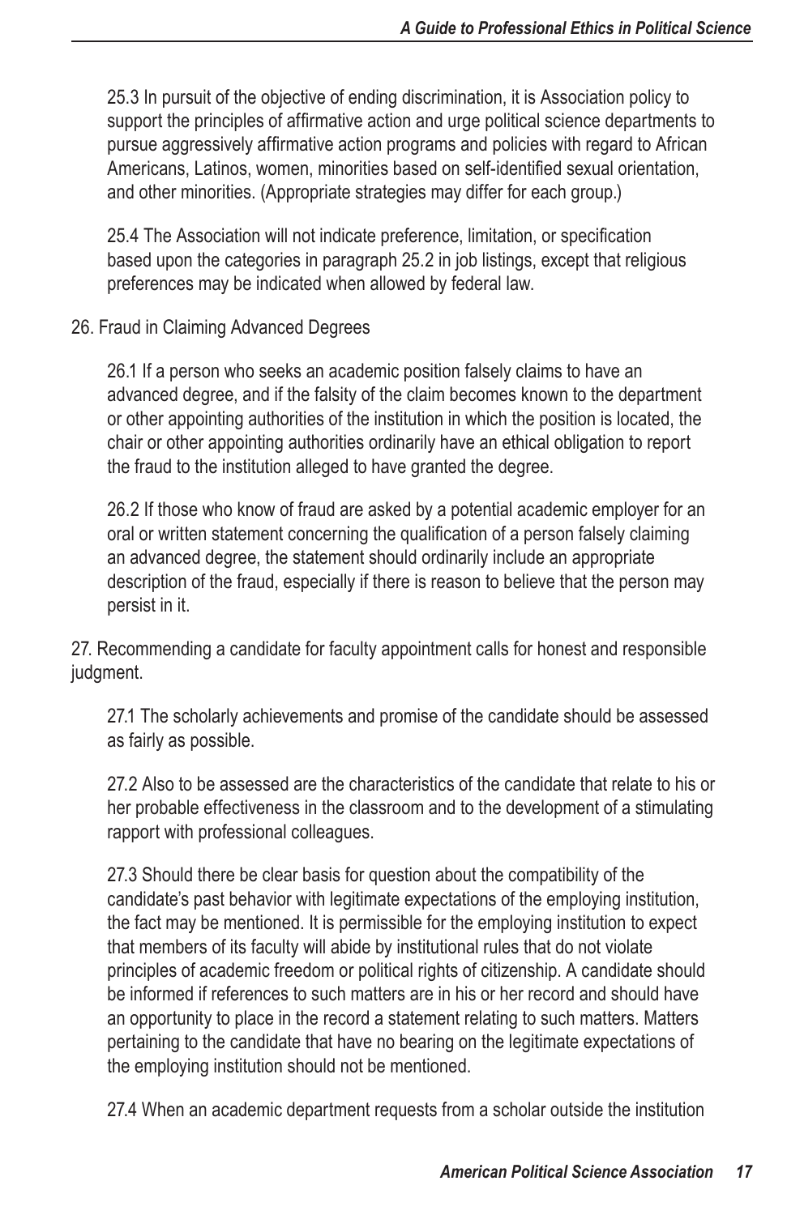25.3 In pursuit of the objective of ending discrimination, it is Association policy to support the principles of affirmative action and urge political science departments to pursue aggressively affirmative action programs and policies with regard to African Americans, Latinos, women, minorities based on self-identified sexual orientation, and other minorities. (Appropriate strategies may differ for each group.)

25.4 The Association will not indicate preference, limitation, or specification based upon the categories in paragraph 25.2 in job listings, except that religious preferences may be indicated when allowed by federal law.

26. Fraud in Claiming Advanced Degrees

26.1 If a person who seeks an academic position falsely claims to have an advanced degree, and if the falsity of the claim becomes known to the department or other appointing authorities of the institution in which the position is located, the chair or other appointing authorities ordinarily have an ethical obligation to report the fraud to the institution alleged to have granted the degree.

26.2 If those who know of fraud are asked by a potential academic employer for an oral or written statement concerning the qualification of a person falsely claiming an advanced degree, the statement should ordinarily include an appropriate description of the fraud, especially if there is reason to believe that the person may persist in it.

27. Recommending a candidate for faculty appointment calls for honest and responsible judgment.

27.1 The scholarly achievements and promise of the candidate should be assessed as fairly as possible.

27.2 Also to be assessed are the characteristics of the candidate that relate to his or her probable effectiveness in the classroom and to the development of a stimulating rapport with professional colleagues.

27.3 Should there be clear basis for question about the compatibility of the candidate's past behavior with legitimate expectations of the employing institution, the fact may be mentioned. It is permissible for the employing institution to expect that members of its faculty will abide by institutional rules that do not violate principles of academic freedom or political rights of citizenship. A candidate should be informed if references to such matters are in his or her record and should have an opportunity to place in the record a statement relating to such matters. Matters pertaining to the candidate that have no bearing on the legitimate expectations of the employing institution should not be mentioned.

27.4 When an academic department requests from a scholar outside the institution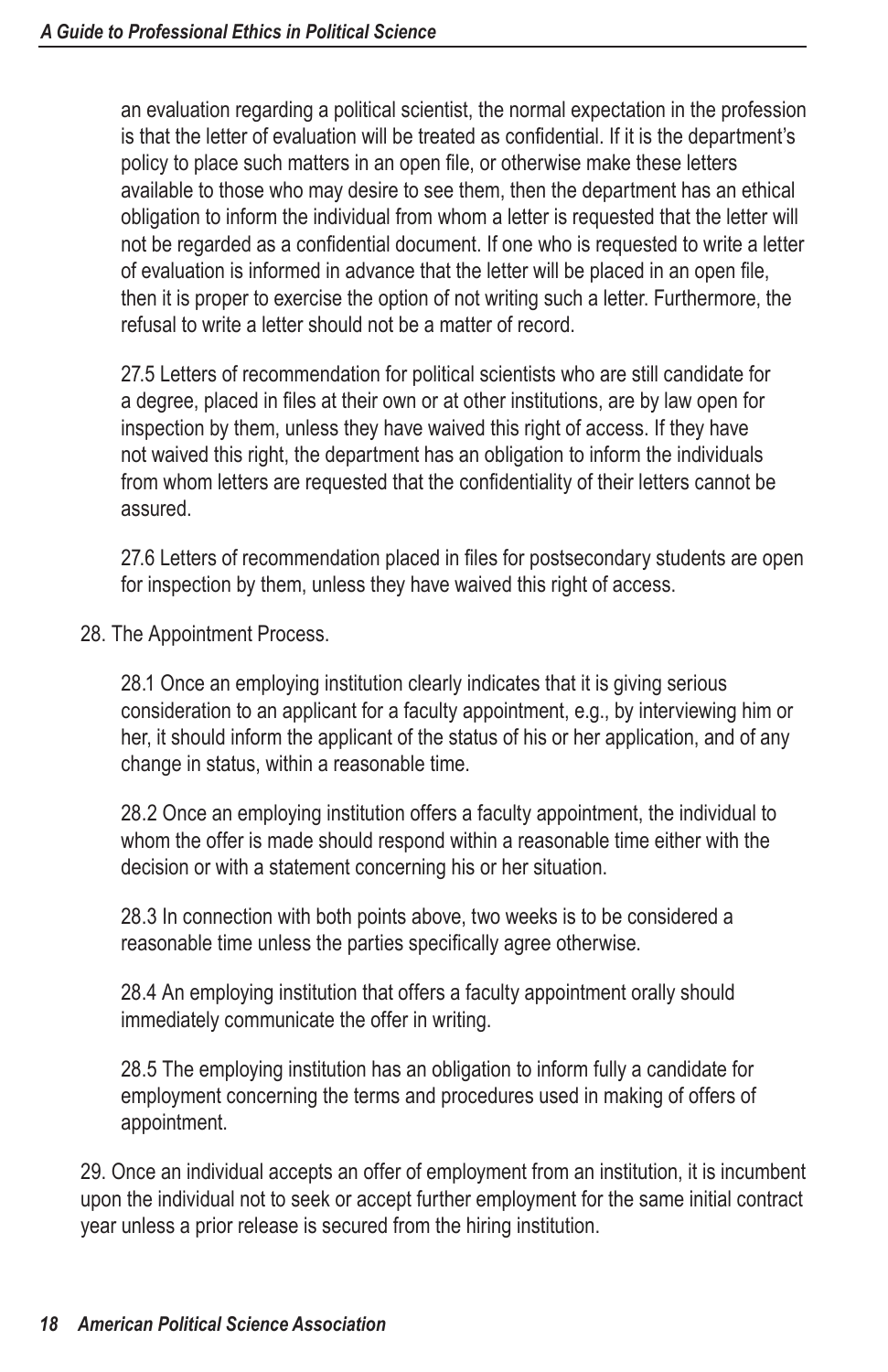an evaluation regarding a political scientist, the normal expectation in the profession is that the letter of evaluation will be treated as confidential. If it is the department's policy to place such matters in an open file, or otherwise make these letters available to those who may desire to see them, then the department has an ethical obligation to inform the individual from whom a letter is requested that the letter will not be regarded as a confidential document. If one who is requested to write a letter of evaluation is informed in advance that the letter will be placed in an open file, then it is proper to exercise the option of not writing such a letter. Furthermore, the refusal to write a letter should not be a matter of record.

27.5 Letters of recommendation for political scientists who are still candidate for a degree, placed in files at their own or at other institutions, are by law open for inspection by them, unless they have waived this right of access. If they have not waived this right, the department has an obligation to inform the individuals from whom letters are requested that the confidentiality of their letters cannot be assured.

27.6 Letters of recommendation placed in files for postsecondary students are open for inspection by them, unless they have waived this right of access.

28. The Appointment Process.

28.1 Once an employing institution clearly indicates that it is giving serious consideration to an applicant for a faculty appointment, e.g., by interviewing him or her, it should inform the applicant of the status of his or her application, and of any change in status, within a reasonable time.

28.2 Once an employing institution offers a faculty appointment, the individual to whom the offer is made should respond within a reasonable time either with the decision or with a statement concerning his or her situation.

28.3 In connection with both points above, two weeks is to be considered a reasonable time unless the parties specifically agree otherwise.

28.4 An employing institution that offers a faculty appointment orally should immediately communicate the offer in writing.

28.5 The employing institution has an obligation to inform fully a candidate for employment concerning the terms and procedures used in making of offers of appointment.

29. Once an individual accepts an offer of employment from an institution, it is incumbent upon the individual not to seek or accept further employment for the same initial contract year unless a prior release is secured from the hiring institution.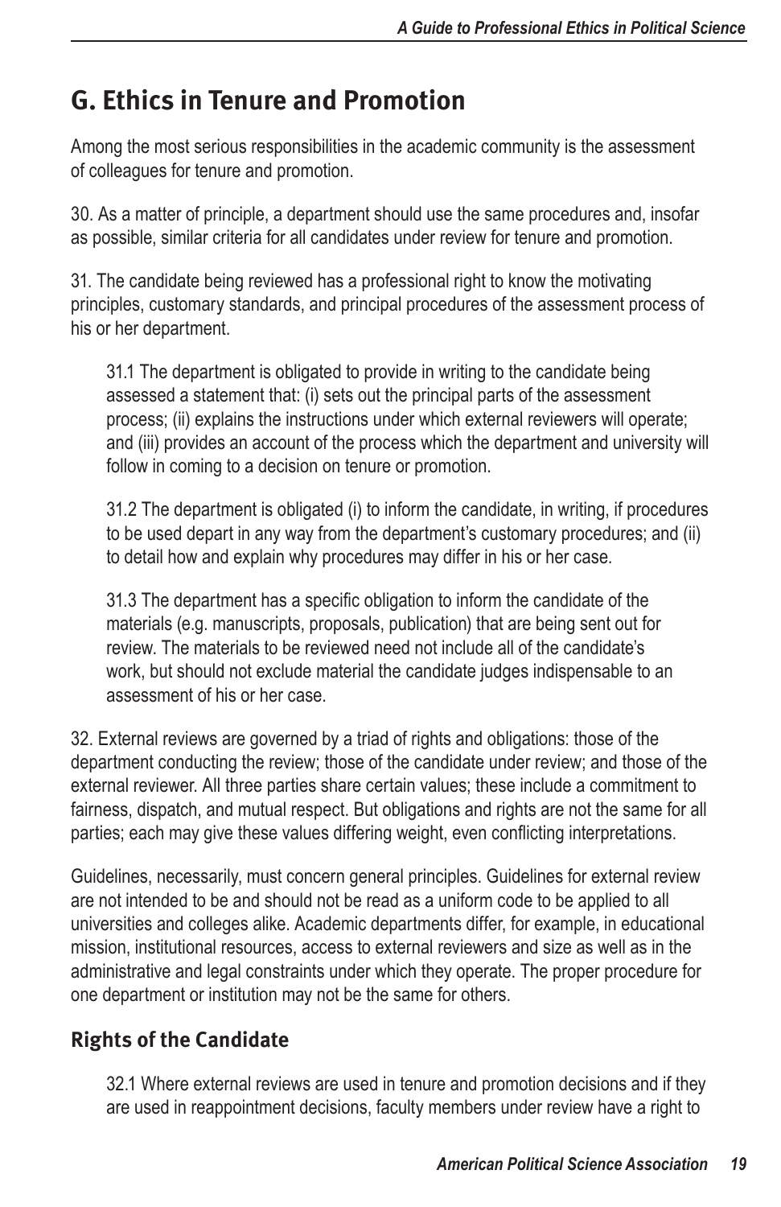## G. Ethics in Tenure and Promotion

Among the most serious responsibilities in the academic community is the assessment of colleagues for tenure and promotion.

30. As a matter of principle, a department should use the same procedures and, insofar as possible, similar criteria for all candidates under review for tenure and promotion.

31. The candidate being reviewed has a professional right to know the motivating principles, customary standards, and principal procedures of the assessment process of his or her department.

> 31.1 The department is obligated to provide in writing to the candidate being assessed a statement that: (i) sets out the principal parts of the assessment process; (ii) explains the instructions under which external reviewers will operate; and (iii) provides an account of the process which the department and university will follow in coming to a decision on tenure or promotion.
>
> 31.2 The department is obligated (i) to inform the candidate, in writing, if procedures to be used depart in any way from the department's customary procedures; and (ii) to detail how and explain why procedures may differ in his or her case.
>
> 31.3 The department has a specific obligation to inform the candidate of the materials (e.g. manuscripts, proposals, publication) that are being sent out for review. The materials to be reviewed need not include all of the candidate's work, but should not exclude material the candidate judges indispensable to an assessment of his or her case.

32. External reviews are governed by a triad of rights and obligations: those of the department conducting the review; those of the candidate under review; and those of the external reviewer. All three parties share certain values; these include a commitment to fairness, dispatch, and mutual respect. But obligations and rights are not the same for all parties; each may give these values differing weight, even conflicting interpretations.

Guidelines, necessarily, must concern general principles. Guidelines for external review are not intended to be and should not be read as a uniform code to be applied to all universities and colleges alike. Academic departments differ, for example, in educational mission, institutional resources, access to external reviewers and size as well as in the administrative and legal constraints under which they operate. The proper procedure for one department or institution may not be the same for others.

### Rights of the Candidate

> 32.1 Where external reviews are used in tenure and promotion decisions and if they are used in reappointment decisions, faculty members under review have a right to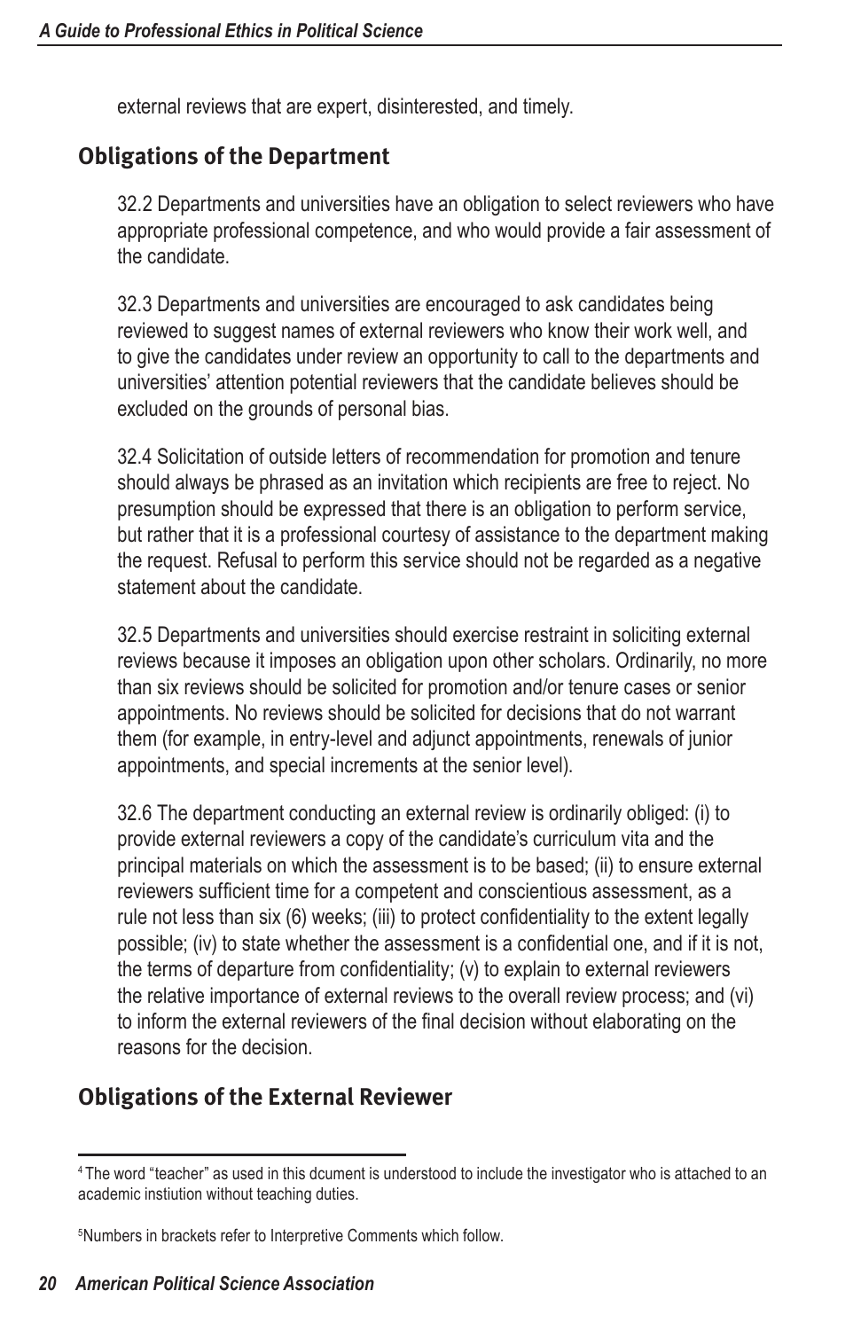external reviews that are expert, disinterested, and timely.

## Obligations of the Department

32.2 Departments and universities have an obligation to select reviewers who have appropriate professional competence, and who would provide a fair assessment of the candidate.

32.3 Departments and universities are encouraged to ask candidates being reviewed to suggest names of external reviewers who know their work well, and to give the candidates under review an opportunity to call to the departments and universities' attention potential reviewers that the candidate believes should be excluded on the grounds of personal bias.

32.4 Solicitation of outside letters of recommendation for promotion and tenure should always be phrased as an invitation which recipients are free to reject. No presumption should be expressed that there is an obligation to perform service, but rather that it is a professional courtesy of assistance to the department making the request. Refusal to perform this service should not be regarded as a negative statement about the candidate.

32.5 Departments and universities should exercise restraint in soliciting external reviews because it imposes an obligation upon other scholars. Ordinarily, no more than six reviews should be solicited for promotion and/or tenure cases or senior appointments. No reviews should be solicited for decisions that do not warrant them (for example, in entry-level and adjunct appointments, renewals of junior appointments, and special increments at the senior level).

32.6 The department conducting an external review is ordinarily obliged: (i) to provide external reviewers a copy of the candidate's curriculum vita and the principal materials on which the assessment is to be based; (ii) to ensure external reviewers sufficient time for a competent and conscientious assessment, as a rule not less than six (6) weeks; (iii) to protect confidentiality to the extent legally possible; (iv) to state whether the assessment is a confidential one, and if it is not, the terms of departure from confidentiality; (v) to explain to external reviewers the relative importance of external reviews to the overall review process; and (vi) to inform the external reviewers of the final decision without elaborating on the reasons for the decision.

## Obligations of the External Reviewer

---

[4] The word "teacher" as used in this dcument is understood to include the investigator who is attached to an academic instiution without teaching duties.

[5] Numbers in brackets refer to Interpretive Comments which follow.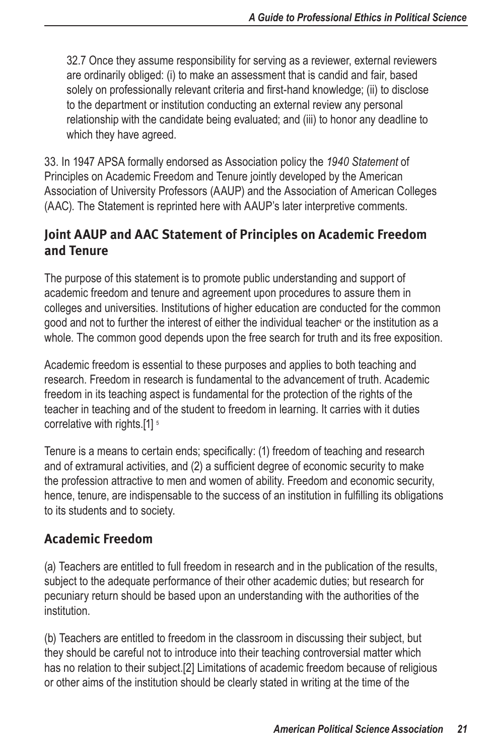32.7 Once they assume responsibility for serving as a reviewer, external reviewers are ordinarily obliged: (i) to make an assessment that is candid and fair, based solely on professionally relevant criteria and first-hand knowledge; (ii) to disclose to the department or institution conducting an external review any personal relationship with the candidate being evaluated; and (iii) to honor any deadline to which they have agreed.

33. In 1947 APSA formally endorsed as Association policy the *1940 Statement* of Principles on Academic Freedom and Tenure jointly developed by the American Association of University Professors (AAUP) and the Association of American Colleges (AAC). The Statement is reprinted here with AAUP's later interpretive comments.

## Joint AAUP and AAC Statement of Principles on Academic Freedom and Tenure

The purpose of this statement is to promote public understanding and support of academic freedom and tenure and agreement upon procedures to assure them in colleges and universities. Institutions of higher education are conducted for the common good and not to further the interest of either the individual teacher[4] or the institution as a whole. The common good depends upon the free search for truth and its free exposition.

Academic freedom is essential to these purposes and applies to both teaching and research. Freedom in research is fundamental to the advancement of truth. Academic freedom in its teaching aspect is fundamental for the protection of the rights of the teacher in teaching and of the student to freedom in learning. It carries with it duties correlative with rights.[1] [5]

Tenure is a means to certain ends; specifically: (1) freedom of teaching and research and of extramural activities, and (2) a sufficient degree of economic security to make the profession attractive to men and women of ability. Freedom and economic security, hence, tenure, are indispensable to the success of an institution in fulfilling its obligations to its students and to society.

## Academic Freedom

(a) Teachers are entitled to full freedom in research and in the publication of the results, subject to the adequate performance of their other academic duties; but research for pecuniary return should be based upon an understanding with the authorities of the institution.

(b) Teachers are entitled to freedom in the classroom in discussing their subject, but they should be careful not to introduce into their teaching controversial matter which has no relation to their subject.[2] Limitations of academic freedom because of religious or other aims of the institution should be clearly stated in writing at the time of the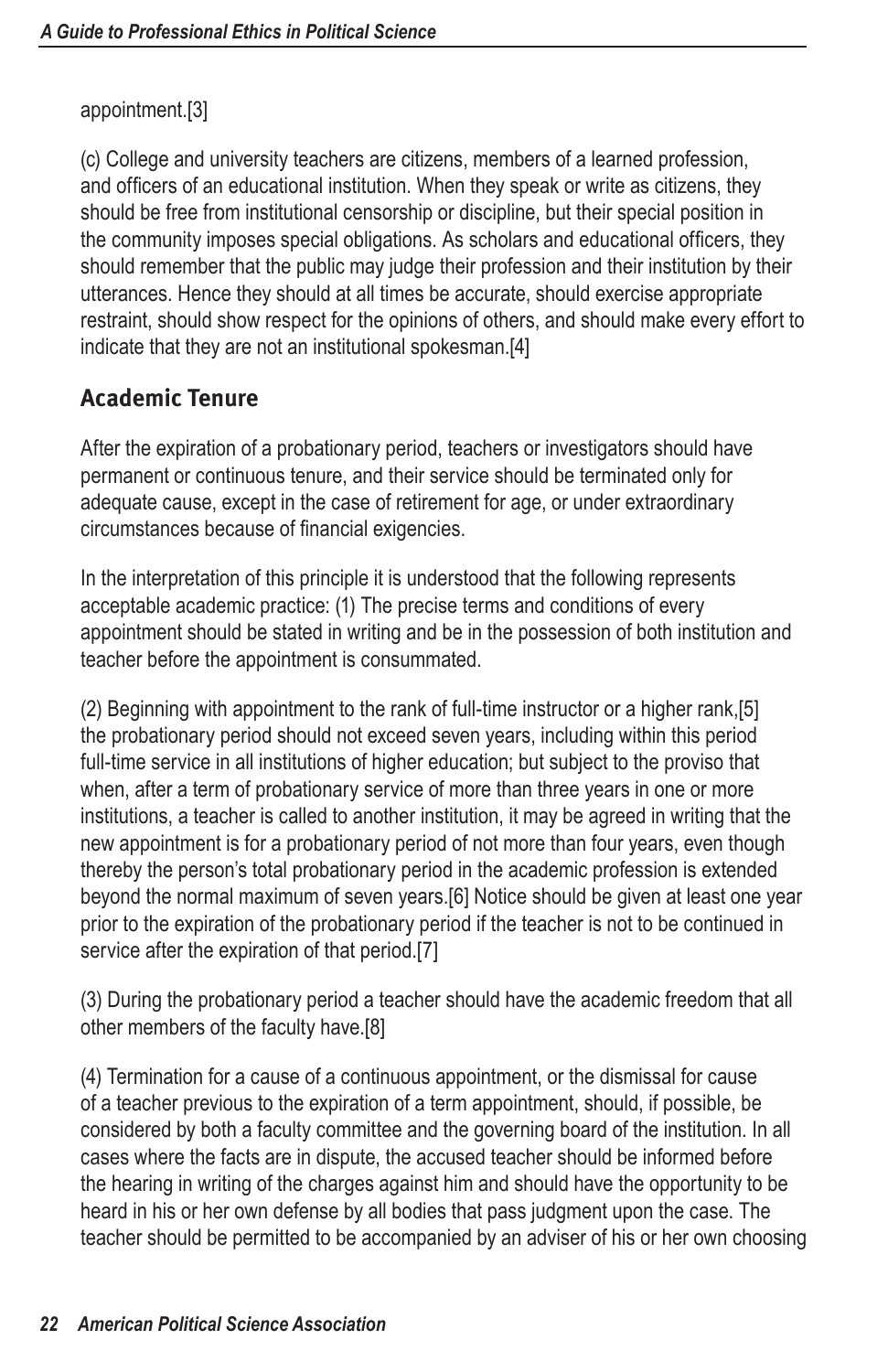appointment.[3]

(c) College and university teachers are citizens, members of a learned profession, and officers of an educational institution. When they speak or write as citizens, they should be free from institutional censorship or discipline, but their special position in the community imposes special obligations. As scholars and educational officers, they should remember that the public may judge their profession and their institution by their utterances. Hence they should at all times be accurate, should exercise appropriate restraint, should show respect for the opinions of others, and should make every effort to indicate that they are not an institutional spokesman.[4]

## Academic Tenure

After the expiration of a probationary period, teachers or investigators should have permanent or continuous tenure, and their service should be terminated only for adequate cause, except in the case of retirement for age, or under extraordinary circumstances because of financial exigencies.

In the interpretation of this principle it is understood that the following represents acceptable academic practice: (1) The precise terms and conditions of every appointment should be stated in writing and be in the possession of both institution and teacher before the appointment is consummated.

(2) Beginning with appointment to the rank of full-time instructor or a higher rank,[5] the probationary period should not exceed seven years, including within this period full-time service in all institutions of higher education; but subject to the proviso that when, after a term of probationary service of more than three years in one or more institutions, a teacher is called to another institution, it may be agreed in writing that the new appointment is for a probationary period of not more than four years, even though thereby the person's total probationary period in the academic profession is extended beyond the normal maximum of seven years.[6] Notice should be given at least one year prior to the expiration of the probationary period if the teacher is not to be continued in service after the expiration of that period.[7]

(3) During the probationary period a teacher should have the academic freedom that all other members of the faculty have.[8]

(4) Termination for a cause of a continuous appointment, or the dismissal for cause of a teacher previous to the expiration of a term appointment, should, if possible, be considered by both a faculty committee and the governing board of the institution. In all cases where the facts are in dispute, the accused teacher should be informed before the hearing in writing of the charges against him and should have the opportunity to be heard in his or her own defense by all bodies that pass judgment upon the case. The teacher should be permitted to be accompanied by an adviser of his or her own choosing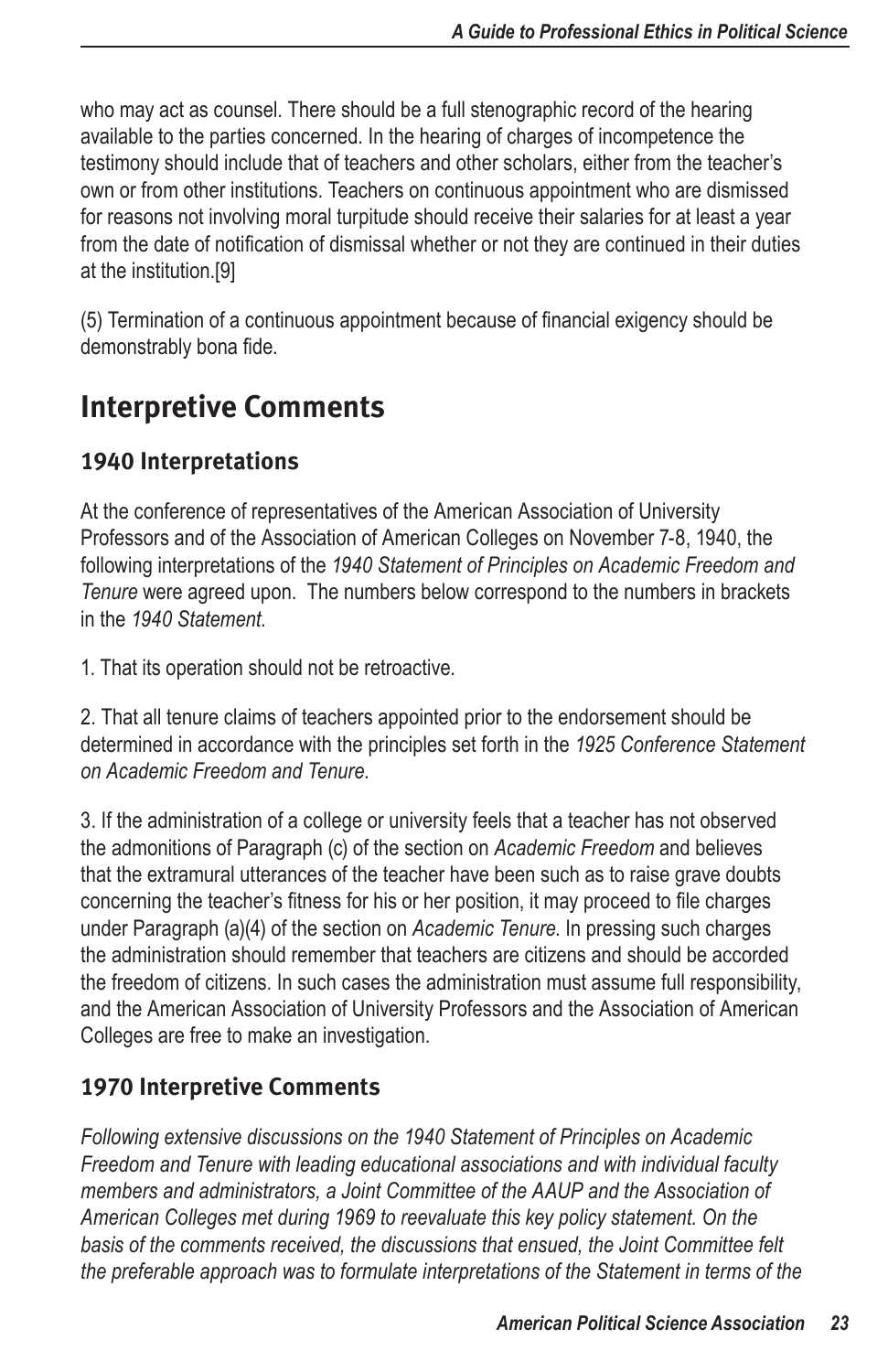who may act as counsel. There should be a full stenographic record of the hearing available to the parties concerned. In the hearing of charges of incompetence the testimony should include that of teachers and other scholars, either from the teacher's own or from other institutions. Teachers on continuous appointment who are dismissed for reasons not involving moral turpitude should receive their salaries for at least a year from the date of notification of dismissal whether or not they are continued in their duties at the institution.[9]

(5) Termination of a continuous appointment because of financial exigency should be demonstrably bona fide.

## Interpretive Comments

### 1940 Interpretations

At the conference of representatives of the American Association of University Professors and of the Association of American Colleges on November 7-8, 1940, the following interpretations of the *1940 Statement of Principles on Academic Freedom and Tenure* were agreed upon. The numbers below correspond to the numbers in brackets in the *1940 Statement*.

1. That its operation should not be retroactive.

2. That all tenure claims of teachers appointed prior to the endorsement should be determined in accordance with the principles set forth in the *1925 Conference Statement on Academic Freedom and Tenure*.

3. If the administration of a college or university feels that a teacher has not observed the admonitions of Paragraph (c) of the section on *Academic Freedom* and believes that the extramural utterances of the teacher have been such as to raise grave doubts concerning the teacher's fitness for his or her position, it may proceed to file charges under Paragraph (a)(4) of the section on *Academic Tenure*. In pressing such charges the administration should remember that teachers are citizens and should be accorded the freedom of citizens. In such cases the administration must assume full responsibility, and the American Association of University Professors and the Association of American Colleges are free to make an investigation.

### 1970 Interpretive Comments

*Following extensive discussions on the 1940 Statement of Principles on Academic Freedom and Tenure with leading educational associations and with individual faculty members and administrators, a Joint Committee of the AAUP and the Association of American Colleges met during 1969 to reevaluate this key policy statement. On the basis of the comments received, the discussions that ensued, the Joint Committee felt the preferable approach was to formulate interpretations of the Statement in terms of the*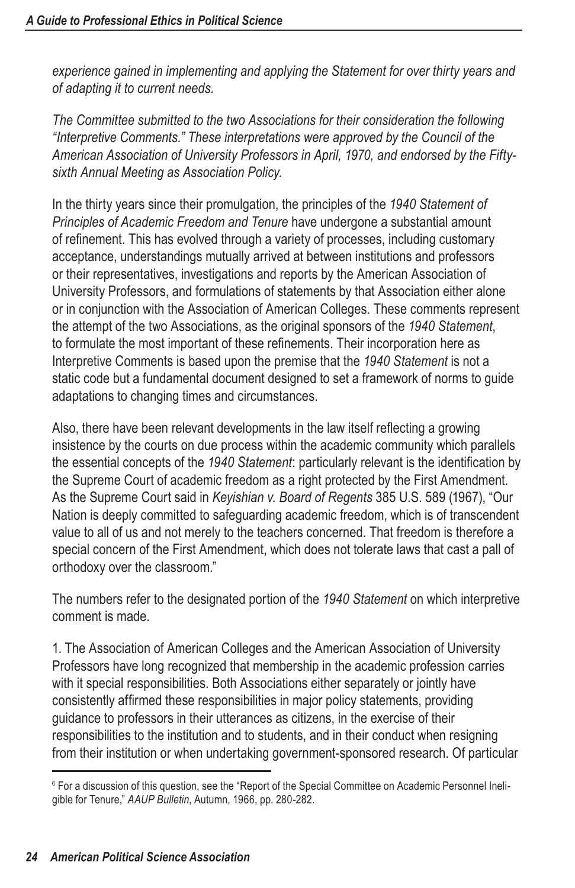*experience gained in implementing and applying the Statement for over thirty years and of adapting it to current needs.*

*The Committee submitted to the two Associations for their consideration the following "Interpretive Comments." These interpretations were approved by the Council of the American Association of University Professors in April, 1970, and endorsed by the Fifty-sixth Annual Meeting as Association Policy.*

In the thirty years since their promulgation, the principles of the *1940 Statement of Principles of Academic Freedom and Tenure* have undergone a substantial amount of refinement. This has evolved through a variety of processes, including customary acceptance, understandings mutually arrived at between institutions and professors or their representatives, investigations and reports by the American Association of University Professors, and formulations of statements by that Association either alone or in conjunction with the Association of American Colleges. These comments represent the attempt of the two Associations, as the original sponsors of the *1940 Statement*, to formulate the most important of these refinements. Their incorporation here as Interpretive Comments is based upon the premise that the *1940 Statement* is not a static code but a fundamental document designed to set a framework of norms to guide adaptations to changing times and circumstances.

Also, there have been relevant developments in the law itself reflecting a growing insistence by the courts on due process within the academic community which parallels the essential concepts of the *1940 Statement*: particularly relevant is the identification by the Supreme Court of academic freedom as a right protected by the First Amendment. As the Supreme Court said in *Keyishian v. Board of Regents* 385 U.S. 589 (1967), "Our Nation is deeply committed to safeguarding academic freedom, which is of transcendent value to all of us and not merely to the teachers concerned. That freedom is therefore a special concern of the First Amendment, which does not tolerate laws that cast a pall of orthodoxy over the classroom."

The numbers refer to the designated portion of the *1940 Statement* on which interpretive comment is made.

1. The Association of American Colleges and the American Association of University Professors have long recognized that membership in the academic profession carries with it special responsibilities. Both Associations either separately or jointly have consistently affirmed these responsibilities in major policy statements, providing guidance to professors in their utterances as citizens, in the exercise of their responsibilities to the institution and to students, and in their conduct when resigning from their institution or when undertaking government-sponsored research. Of particular

---

[6] For a discussion of this question, see the "Report of the Special Committee on Academic Personnel Ineligible for Tenure," *AAUP Bulletin*, Autumn, 1966, pp. 280-282.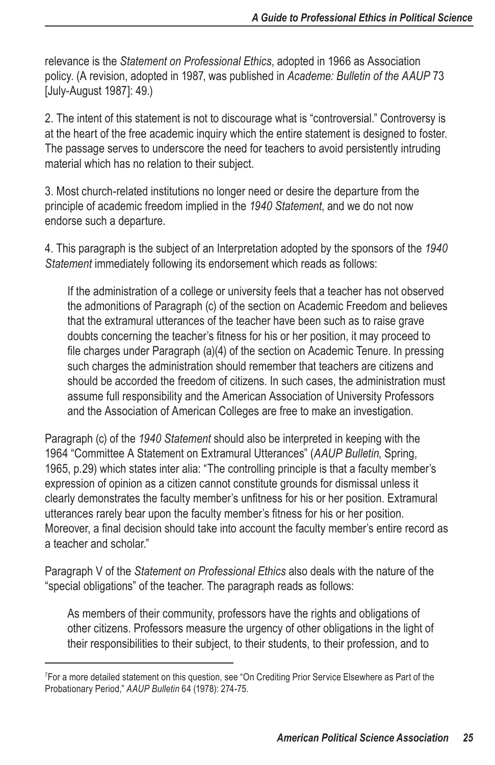relevance is the *Statement on Professional Ethics*, adopted in 1966 as Association policy. (A revision, adopted in 1987, was published in *Academe: Bulletin of the AAUP* 73 [July-August 1987]: 49.)

2. The intent of this statement is not to discourage what is "controversial." Controversy is at the heart of the free academic inquiry which the entire statement is designed to foster. The passage serves to underscore the need for teachers to avoid persistently intruding material which has no relation to their subject.

3. Most church-related institutions no longer need or desire the departure from the principle of academic freedom implied in the *1940 Statement*, and we do not now endorse such a departure.

4. This paragraph is the subject of an Interpretation adopted by the sponsors of the *1940 Statement* immediately following its endorsement which reads as follows:

> If the administration of a college or university feels that a teacher has not observed the admonitions of Paragraph (c) of the section on Academic Freedom and believes that the extramural utterances of the teacher have been such as to raise grave doubts concerning the teacher's fitness for his or her position, it may proceed to file charges under Paragraph (a)(4) of the section on Academic Tenure. In pressing such charges the administration should remember that teachers are citizens and should be accorded the freedom of citizens. In such cases, the administration must assume full responsibility and the American Association of University Professors and the Association of American Colleges are free to make an investigation.

Paragraph (c) of the *1940 Statement* should also be interpreted in keeping with the 1964 "Committee A Statement on Extramural Utterances" (*AAUP Bulletin*, Spring, 1965, p.29) which states inter alia: "The controlling principle is that a faculty member's expression of opinion as a citizen cannot constitute grounds for dismissal unless it clearly demonstrates the faculty member's unfitness for his or her position. Extramural utterances rarely bear upon the faculty member's fitness for his or her position. Moreover, a final decision should take into account the faculty member's entire record as a teacher and scholar."

Paragraph V of the *Statement on Professional Ethics* also deals with the nature of the "special obligations" of the teacher. The paragraph reads as follows:

> As members of their community, professors have the rights and obligations of other citizens. Professors measure the urgency of other obligations in the light of their responsibilities to their subject, to their students, to their profession, and to

[7] For a more detailed statement on this question, see "On Crediting Prior Service Elsewhere as Part of the Probationary Period," *AAUP Bulletin* 64 (1978): 274-75.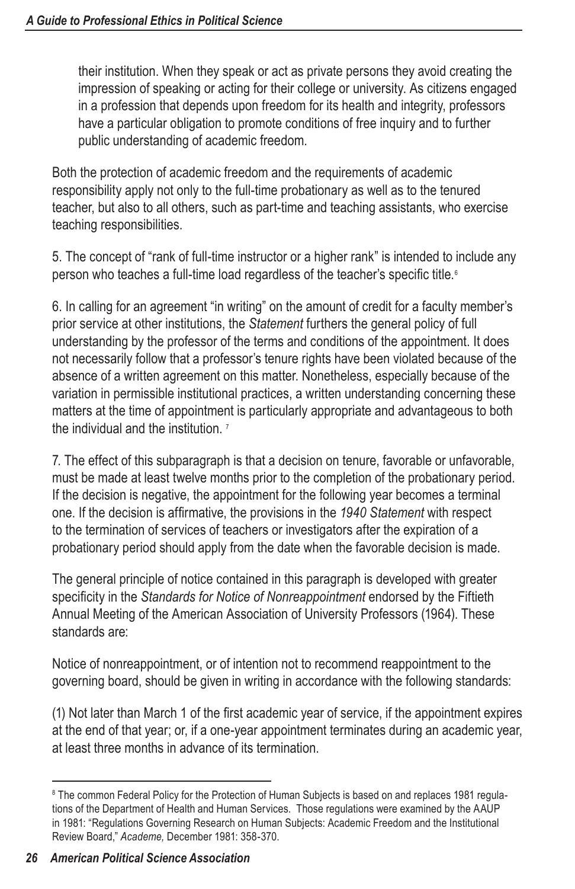their institution. When they speak or act as private persons they avoid creating the impression of speaking or acting for their college or university. As citizens engaged in a profession that depends upon freedom for its health and integrity, professors have a particular obligation to promote conditions of free inquiry and to further public understanding of academic freedom.

Both the protection of academic freedom and the requirements of academic responsibility apply not only to the full-time probationary as well as to the tenured teacher, but also to all others, such as part-time and teaching assistants, who exercise teaching responsibilities.

5. The concept of "rank of full-time instructor or a higher rank" is intended to include any person who teaches a full-time load regardless of the teacher's specific title.[6]

6. In calling for an agreement "in writing" on the amount of credit for a faculty member's prior service at other institutions, the *Statement* furthers the general policy of full understanding by the professor of the terms and conditions of the appointment. It does not necessarily follow that a professor's tenure rights have been violated because of the absence of a written agreement on this matter. Nonetheless, especially because of the variation in permissible institutional practices, a written understanding concerning these matters at the time of appointment is particularly appropriate and advantageous to both the individual and the institution.[7]

7. The effect of this subparagraph is that a decision on tenure, favorable or unfavorable, must be made at least twelve months prior to the completion of the probationary period. If the decision is negative, the appointment for the following year becomes a terminal one. If the decision is affirmative, the provisions in the *1940 Statement* with respect to the termination of services of teachers or investigators after the expiration of a probationary period should apply from the date when the favorable decision is made.

The general principle of notice contained in this paragraph is developed with greater specificity in the *Standards for Notice of Nonreappointment* endorsed by the Fiftieth Annual Meeting of the American Association of University Professors (1964). These standards are:

Notice of nonreappointment, or of intention not to recommend reappointment to the governing board, should be given in writing in accordance with the following standards:

(1) Not later than March 1 of the first academic year of service, if the appointment expires at the end of that year; or, if a one-year appointment terminates during an academic year, at least three months in advance of its termination.

---

[8] The common Federal Policy for the Protection of Human Subjects is based on and replaces 1981 regulations of the Department of Health and Human Services. Those regulations were examined by the AAUP in 1981: "Regulations Governing Research on Human Subjects: Academic Freedom and the Institutional Review Board," *Academe,* December 1981: 358-370.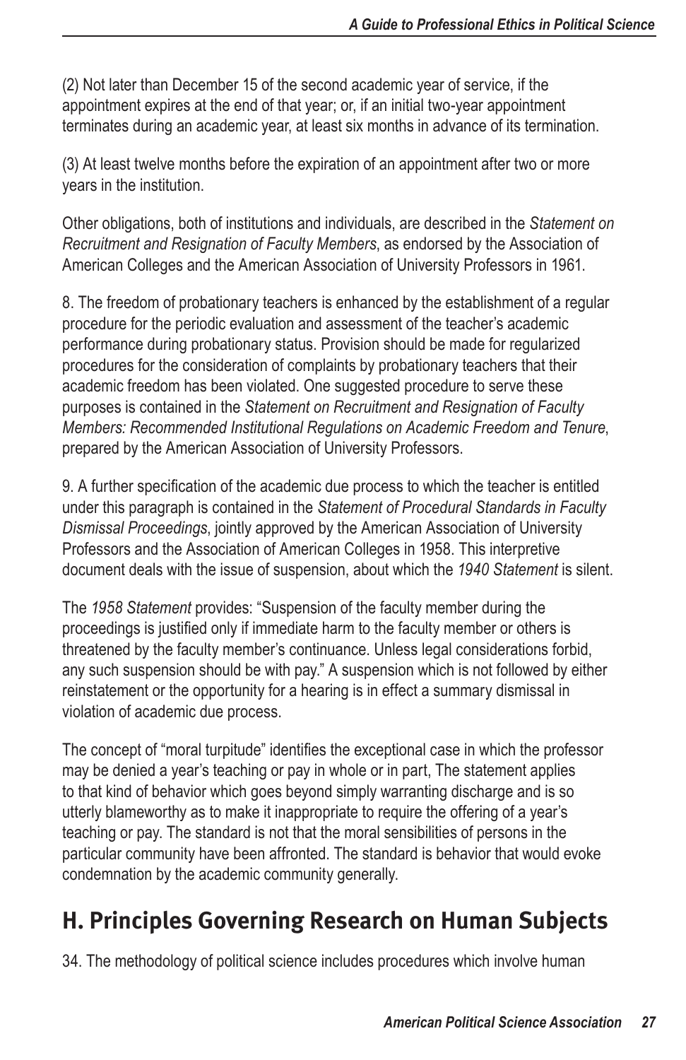(2) Not later than December 15 of the second academic year of service, if the appointment expires at the end of that year; or, if an initial two-year appointment terminates during an academic year, at least six months in advance of its termination.

(3) At least twelve months before the expiration of an appointment after two or more years in the institution.

Other obligations, both of institutions and individuals, are described in the *Statement on Recruitment and Resignation of Faculty Members*, as endorsed by the Association of American Colleges and the American Association of University Professors in 1961.

8. The freedom of probationary teachers is enhanced by the establishment of a regular procedure for the periodic evaluation and assessment of the teacher's academic performance during probationary status. Provision should be made for regularized procedures for the consideration of complaints by probationary teachers that their academic freedom has been violated. One suggested procedure to serve these purposes is contained in the *Statement on Recruitment and Resignation of Faculty Members: Recommended Institutional Regulations on Academic Freedom and Tenure*, prepared by the American Association of University Professors.

9. A further specification of the academic due process to which the teacher is entitled under this paragraph is contained in the *Statement of Procedural Standards in Faculty Dismissal Proceedings*, jointly approved by the American Association of University Professors and the Association of American Colleges in 1958. This interpretive document deals with the issue of suspension, about which the *1940 Statement* is silent.

The *1958 Statement* provides: "Suspension of the faculty member during the proceedings is justified only if immediate harm to the faculty member or others is threatened by the faculty member's continuance. Unless legal considerations forbid, any such suspension should be with pay." A suspension which is not followed by either reinstatement or the opportunity for a hearing is in effect a summary dismissal in violation of academic due process.

The concept of "moral turpitude" identifies the exceptional case in which the professor may be denied a year's teaching or pay in whole or in part, The statement applies to that kind of behavior which goes beyond simply warranting discharge and is so utterly blameworthy as to make it inappropriate to require the offering of a year's teaching or pay. The standard is not that the moral sensibilities of persons in the particular community have been affronted. The standard is behavior that would evoke condemnation by the academic community generally.

## H. Principles Governing Research on Human Subjects

34. The methodology of political science includes procedures which involve human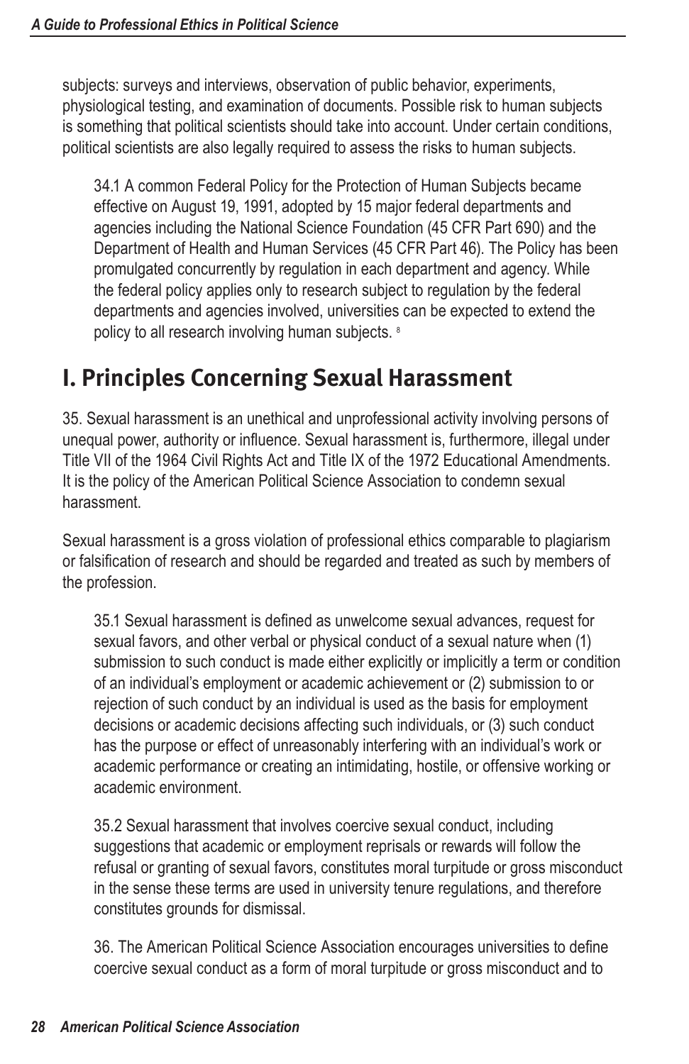subjects: surveys and interviews, observation of public behavior, experiments, physiological testing, and examination of documents. Possible risk to human subjects is something that political scientists should take into account. Under certain conditions, political scientists are also legally required to assess the risks to human subjects.

> 34.1 A common Federal Policy for the Protection of Human Subjects became effective on August 19, 1991, adopted by 15 major federal departments and agencies including the National Science Foundation (45 CFR Part 690) and the Department of Health and Human Services (45 CFR Part 46). The Policy has been promulgated concurrently by regulation in each department and agency. While the federal policy applies only to research subject to regulation by the federal departments and agencies involved, universities can be expected to extend the policy to all research involving human subjects. [8]

## I. Principles Concerning Sexual Harassment

35. Sexual harassment is an unethical and unprofessional activity involving persons of unequal power, authority or influence. Sexual harassment is, furthermore, illegal under Title VII of the 1964 Civil Rights Act and Title IX of the 1972 Educational Amendments. It is the policy of the American Political Science Association to condemn sexual harassment.

Sexual harassment is a gross violation of professional ethics comparable to plagiarism or falsification of research and should be regarded and treated as such by members of the profession.

> 35.1 Sexual harassment is defined as unwelcome sexual advances, request for sexual favors, and other verbal or physical conduct of a sexual nature when (1) submission to such conduct is made either explicitly or implicitly a term or condition of an individual's employment or academic achievement or (2) submission to or rejection of such conduct by an individual is used as the basis for employment decisions or academic decisions affecting such individuals, or (3) such conduct has the purpose or effect of unreasonably interfering with an individual's work or academic performance or creating an intimidating, hostile, or offensive working or academic environment.
>
> 35.2 Sexual harassment that involves coercive sexual conduct, including suggestions that academic or employment reprisals or rewards will follow the refusal or granting of sexual favors, constitutes moral turpitude or gross misconduct in the sense these terms are used in university tenure regulations, and therefore constitutes grounds for dismissal.
>
> 36. The American Political Science Association encourages universities to define coercive sexual conduct as a form of moral turpitude or gross misconduct and to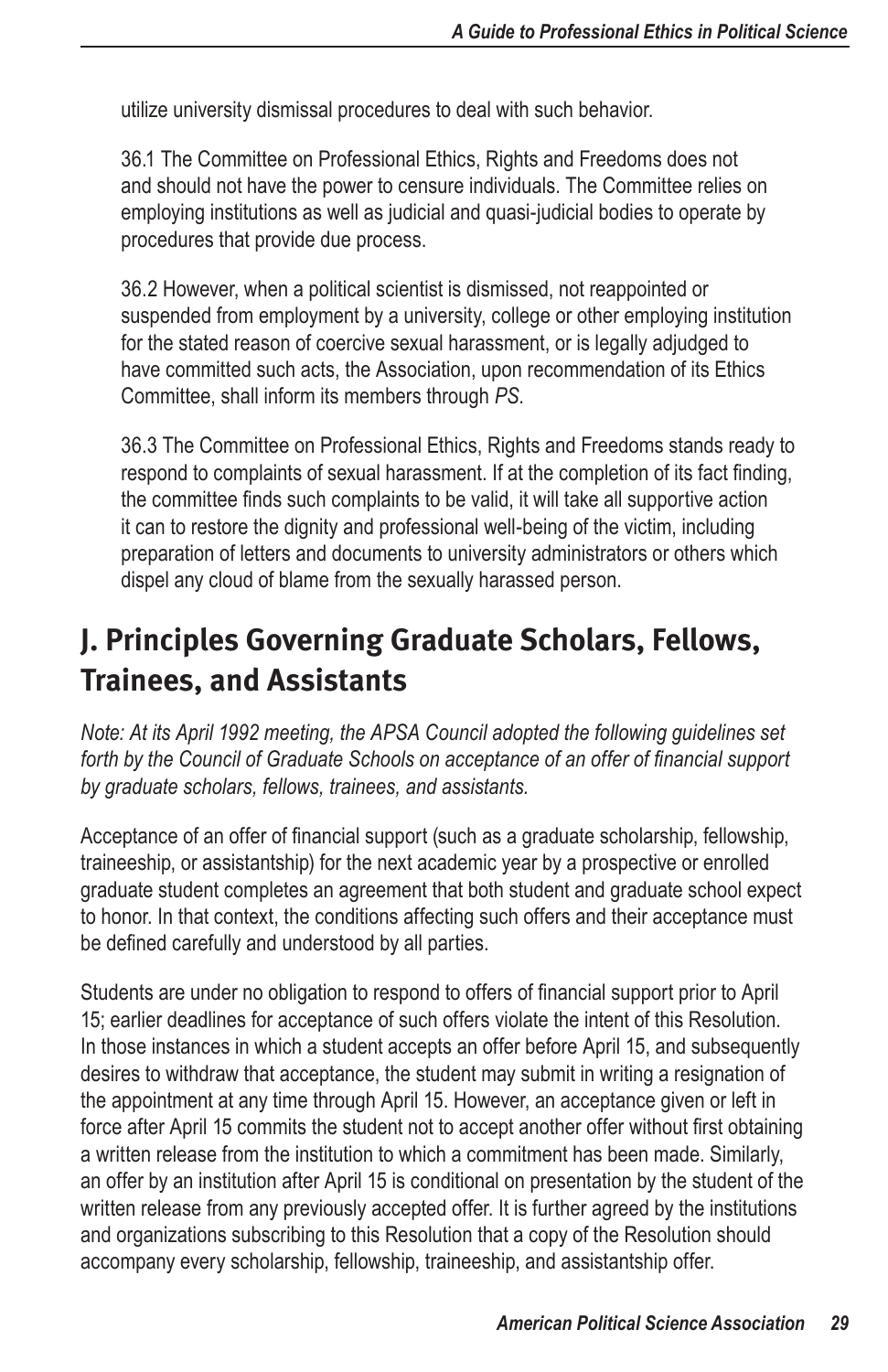utilize university dismissal procedures to deal with such behavior.

36.1 The Committee on Professional Ethics, Rights and Freedoms does not and should not have the power to censure individuals. The Committee relies on employing institutions as well as judicial and quasi-judicial bodies to operate by procedures that provide due process.

36.2 However, when a political scientist is dismissed, not reappointed or suspended from employment by a university, college or other employing institution for the stated reason of coercive sexual harassment, or is legally adjudged to have committed such acts, the Association, upon recommendation of its Ethics Committee, shall inform its members through *PS*.

36.3 The Committee on Professional Ethics, Rights and Freedoms stands ready to respond to complaints of sexual harassment. If at the completion of its fact finding, the committee finds such complaints to be valid, it will take all supportive action it can to restore the dignity and professional well-being of the victim, including preparation of letters and documents to university administrators or others which dispel any cloud of blame from the sexually harassed person.

## J. Principles Governing Graduate Scholars, Fellows, Trainees, and Assistants

*Note: At its April 1992 meeting, the APSA Council adopted the following guidelines set forth by the Council of Graduate Schools on acceptance of an offer of financial support by graduate scholars, fellows, trainees, and assistants.*

Acceptance of an offer of financial support (such as a graduate scholarship, fellowship, traineeship, or assistantship) for the next academic year by a prospective or enrolled graduate student completes an agreement that both student and graduate school expect to honor. In that context, the conditions affecting such offers and their acceptance must be defined carefully and understood by all parties.

Students are under no obligation to respond to offers of financial support prior to April 15; earlier deadlines for acceptance of such offers violate the intent of this Resolution. In those instances in which a student accepts an offer before April 15, and subsequently desires to withdraw that acceptance, the student may submit in writing a resignation of the appointment at any time through April 15. However, an acceptance given or left in force after April 15 commits the student not to accept another offer without first obtaining a written release from the institution to which a commitment has been made. Similarly, an offer by an institution after April 15 is conditional on presentation by the student of the written release from any previously accepted offer. It is further agreed by the institutions and organizations subscribing to this Resolution that a copy of the Resolution should accompany every scholarship, fellowship, traineeship, and assistantship offer.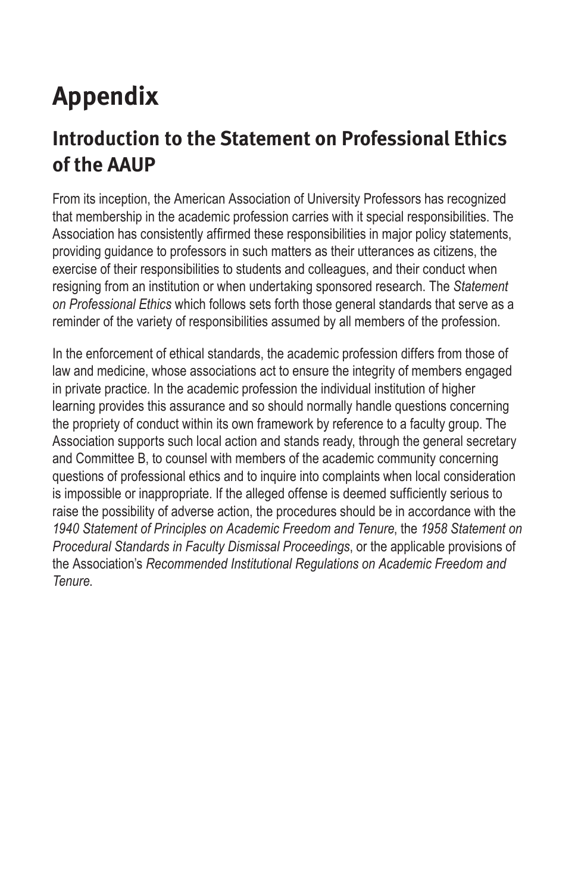# Appendix

## Introduction to the Statement on Professional Ethics of the AAUP

From its inception, the American Association of University Professors has recognized that membership in the academic profession carries with it special responsibilities. The Association has consistently affirmed these responsibilities in major policy statements, providing guidance to professors in such matters as their utterances as citizens, the exercise of their responsibilities to students and colleagues, and their conduct when resigning from an institution or when undertaking sponsored research. The *Statement on Professional Ethics* which follows sets forth those general standards that serve as a reminder of the variety of responsibilities assumed by all members of the profession.

In the enforcement of ethical standards, the academic profession differs from those of law and medicine, whose associations act to ensure the integrity of members engaged in private practice. In the academic profession the individual institution of higher learning provides this assurance and so should normally handle questions concerning the propriety of conduct within its own framework by reference to a faculty group. The Association supports such local action and stands ready, through the general secretary and Committee B, to counsel with members of the academic community concerning questions of professional ethics and to inquire into complaints when local consideration is impossible or inappropriate. If the alleged offense is deemed sufficiently serious to raise the possibility of adverse action, the procedures should be in accordance with the *1940 Statement of Principles on Academic Freedom and Tenure*, the *1958 Statement on Procedural Standards in Faculty Dismissal Proceedings*, or the applicable provisions of the Association's *Recommended Institutional Regulations on Academic Freedom and Tenure*.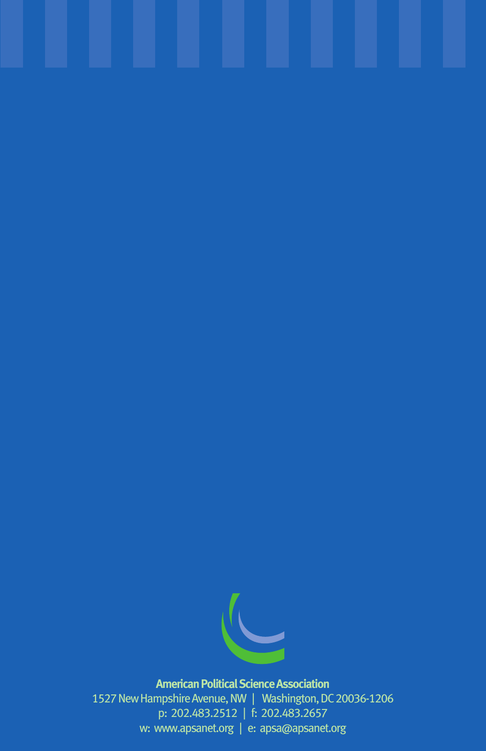**American Political Science Association**

1527 New Hampshire Avenue, NW | Washington, DC 20036-1206

p: 202.483.2512 | f: 202.483.2657

w: www.apsanet.org | e: apsa@apsanet.org